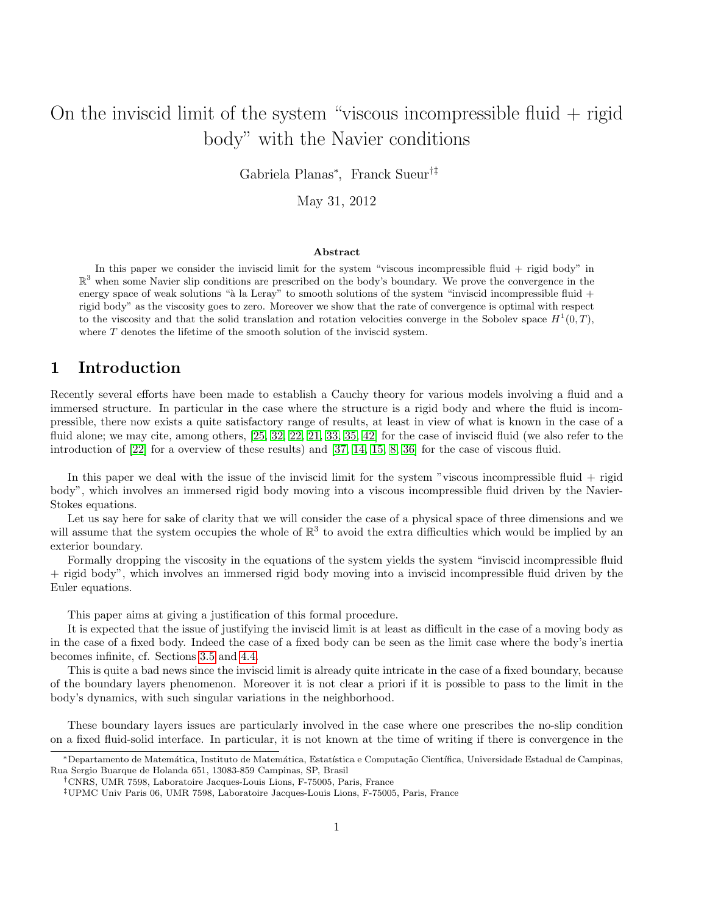# On the inviscid limit of the system "viscous incompressible fluid + rigid body" with the Navier conditions

Gabriela Planas[*], Franck Sueur[†‡]

May 31, 2012

### Abstract

In this paper we consider the inviscid limit for the system "viscous incompressible fluid + rigid body" in $\mathbb{R}^3$ when some Navier slip conditions are prescribed on the body's boundary. We prove the convergence in the energy space of weak solutions "à la Leray" to smooth solutions of the system "inviscid incompressible fluid + rigid body" as the viscosity goes to zero. Moreover we show that the rate of convergence is optimal with respect to the viscosity and that the solid translation and rotation velocities converge in the Sobolev space $H^1(0,T)$, where $T$ denotes the lifetime of the smooth solution of the inviscid system.

## 1 Introduction

Recently several efforts have been made to establish a Cauchy theory for various models involving a fluid and a immersed structure. In particular in the case where the structure is a rigid body and where the fluid is incompressible, there now exists a quite satisfactory range of results, at least in view of what is known in the case of a fluid alone; we may cite, among others, [25, 32, 22, 21, 33, 35, 42] for the case of inviscid fluid (we also refer to the introduction of [22] for a overview of these results) and [37, 14, 15, 8, 36] for the case of viscous fluid.

In this paper we deal with the issue of the inviscid limit for the system "viscous incompressible fluid + rigid body", which involves an immersed rigid body moving into a viscous incompressible fluid driven by the Navier-Stokes equations.

Let us say here for sake of clarity that we will consider the case of a physical space of three dimensions and we will assume that the system occupies the whole of $\mathbb{R}^3$ to avoid the extra difficulties which would be implied by an exterior boundary.

Formally dropping the viscosity in the equations of the system yields the system "inviscid incompressible fluid + rigid body", which involves an immersed rigid body moving into a inviscid incompressible fluid driven by the Euler equations.

This paper aims at giving a justification of this formal procedure.

It is expected that the issue of justifying the inviscid limit is at least as difficult in the case of a moving body as in the case of a fixed body. Indeed the case of a fixed body can be seen as the limit case where the body's inertia becomes infinite, cf. Sections 3.5 and 4.4.

This is quite a bad news since the inviscid limit is already quite intricate in the case of a fixed boundary, because of the boundary layers phenomenon. Moreover it is not clear a priori if it is possible to pass to the limit in the body's dynamics, with such singular variations in the neighborhood.

These boundary layers issues are particularly involved in the case where one prescribes the no-slip condition on a fixed fluid-solid interface. In particular, it is not known at the time of writing if there is convergence in the

---

[*] Departamento de Matemática, Instituto de Matemática, Estatística e Computação Científica, Universidade Estadual de Campinas, Rua Sergio Buarque de Holanda 651, 13083-859 Campinas, SP, Brasil

[†] CNRS, UMR 7598, Laboratoire Jacques-Louis Lions, F-75005, Paris, France

[‡] UPMC Univ Paris 06, UMR 7598, Laboratoire Jacques-Louis Lions, F-75005, Paris, France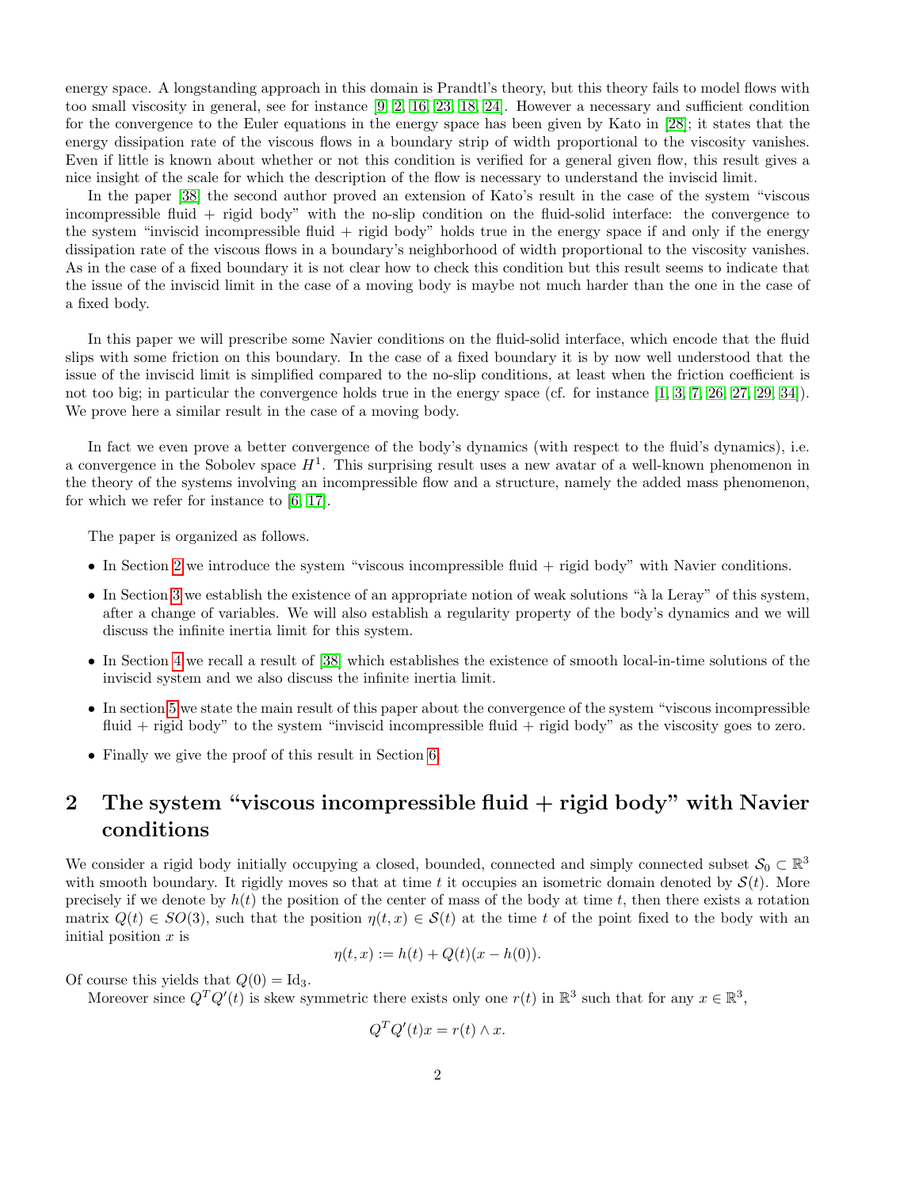energy space. A longstanding approach in this domain is Prandtl's theory, but this theory fails to model flows with too small viscosity in general, see for instance [9, 2, 16, 23, 18, 24]. However a necessary and sufficient condition for the convergence to the Euler equations in the energy space has been given by Kato in [28]; it states that the energy dissipation rate of the viscous flows in a boundary strip of width proportional to the viscosity vanishes. Even if little is known about whether or not this condition is verified for a general given flow, this result gives a nice insight of the scale for which the description of the flow is necessary to understand the inviscid limit.

In the paper [38] the second author proved an extension of Kato's result in the case of the system "viscous incompressible fluid + rigid body" with the no-slip condition on the fluid-solid interface: the convergence to the system "inviscid incompressible fluid + rigid body" holds true in the energy space if and only if the energy dissipation rate of the viscous flows in a boundary's neighborhood of width proportional to the viscosity vanishes. As in the case of a fixed boundary it is not clear how to check this condition but this result seems to indicate that the issue of the inviscid limit in the case of a moving body is maybe not much harder than the one in the case of a fixed body.

In this paper we will prescribe some Navier conditions on the fluid-solid interface, which encode that the fluid slips with some friction on this boundary. In the case of a fixed boundary it is by now well understood that the issue of the inviscid limit is simplified compared to the no-slip conditions, at least when the friction coefficient is not too big; in particular the convergence holds true in the energy space (cf. for instance [1, 3, 7, 26, 27, 29, 34]). We prove here a similar result in the case of a moving body.

In fact we even prove a better convergence of the body's dynamics (with respect to the fluid's dynamics), i.e. a convergence in the Sobolev space $H^1$. This surprising result uses a new avatar of a well-known phenomenon in the theory of the systems involving an incompressible flow and a structure, namely the added mass phenomenon, for which we refer for instance to [6, 17].

The paper is organized as follows.

- In Section 2 we introduce the system "viscous incompressible fluid + rigid body" with Navier conditions.
- In Section 3 we establish the existence of an appropriate notion of weak solutions "à la Leray" of this system, after a change of variables. We will also establish a regularity property of the body's dynamics and we will discuss the infinite inertia limit for this system.
- In Section 4 we recall a result of [38] which establishes the existence of smooth local-in-time solutions of the inviscid system and we also discuss the infinite inertia limit.
- In section 5 we state the main result of this paper about the convergence of the system "viscous incompressible fluid + rigid body" to the system "inviscid incompressible fluid + rigid body" as the viscosity goes to zero.
- Finally we give the proof of this result in Section 6.

# 2 The system "viscous incompressible fluid + rigid body" with Navier conditions

We consider a rigid body initially occupying a closed, bounded, connected and simply connected subset $\mathcal{S}_0 \subset \mathbb{R}^3$ with smooth boundary. It rigidly moves so that at time $t$ it occupies an isometric domain denoted by $\mathcal{S}(t)$. More precisely if we denote by $h(t)$ the position of the center of mass of the body at time $t$, then there exists a rotation matrix $Q(t) \in SO(3)$, such that the position $\eta(t, x) \in \mathcal{S}(t)$ at the time $t$ of the point fixed to the body with an initial position $x$ is

$$\eta(t, x) := h(t) + Q(t)(x - h(0)).$$

Of course this yields that $Q(0) = \mathrm{Id}_3$.

Moreover since $Q^T Q'(t)$ is skew symmetric there exists only one $r(t)$ in $\mathbb{R}^3$ such that for any $x \in \mathbb{R}^3$,

$$Q^T Q'(t)x = r(t) \wedge x.$$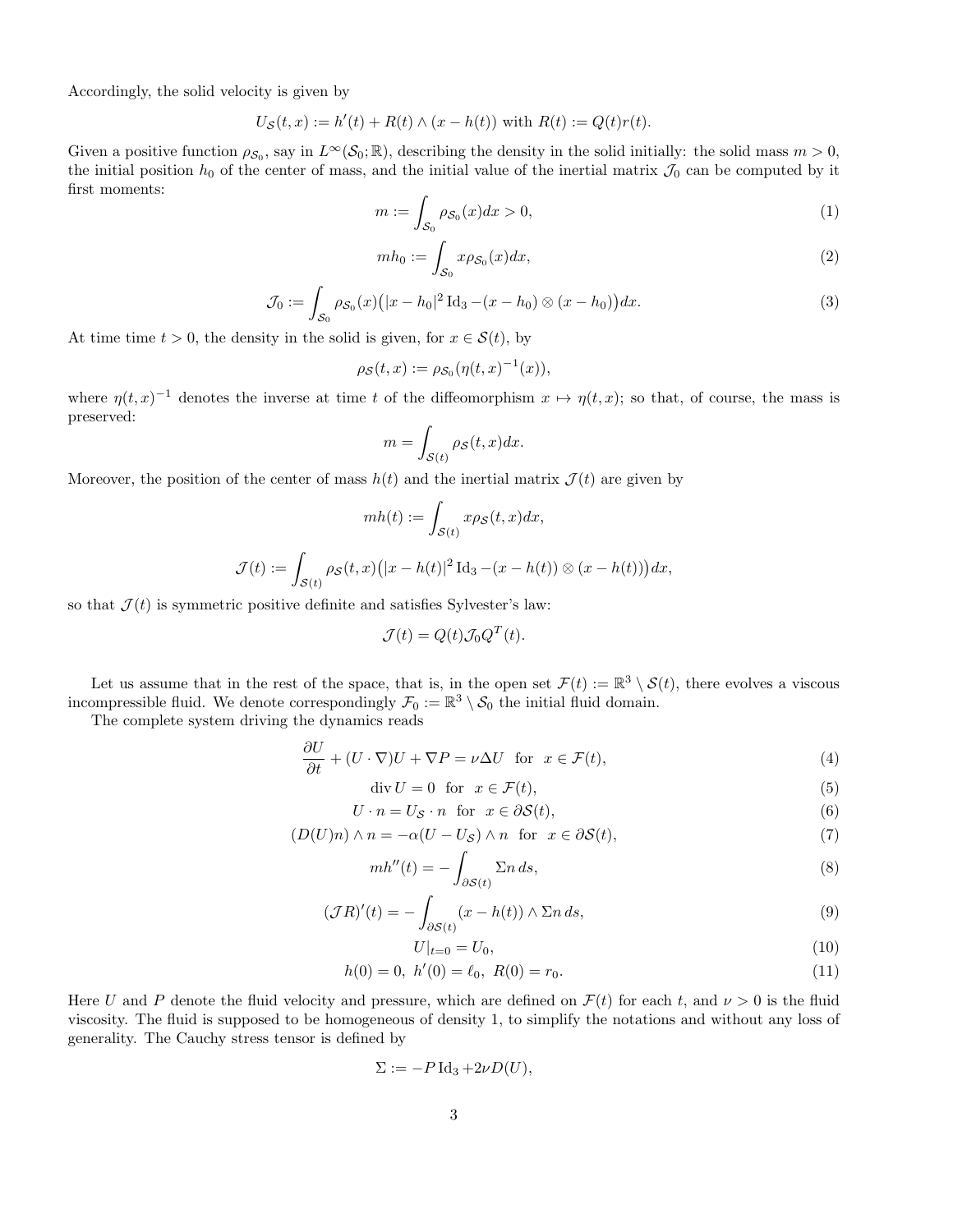Accordingly, the solid velocity is given by

$$U_{\mathcal{S}}(t,x) := h'(t) + R(t) \wedge (x - h(t)) \text{ with } R(t) := Q(t)r(t).$$

Given a positive function $\rho_{\mathcal{S}_0}$, say in $L^\infty(\mathcal{S}_0;\mathbb{R})$, describing the density in the solid initially: the solid mass $m > 0$, the initial position $h_0$ of the center of mass, and the initial value of the inertial matrix $\mathcal{J}_0$ can be computed by it first moments:

$$m := \int_{\mathcal{S}_0} \rho_{\mathcal{S}_0}(x)dx > 0, \tag{1}$$

$$mh_0 := \int_{\mathcal{S}_0} x\rho_{\mathcal{S}_0}(x)dx, \tag{2}$$

$$\mathcal{J}_0 := \int_{\mathcal{S}_0} \rho_{\mathcal{S}_0}(x)\big(|x-h_0|^2 \operatorname{Id}_3 - (x-h_0)\otimes(x-h_0)\big)dx. \tag{3}$$

At time time $t > 0$, the density in the solid is given, for $x \in \mathcal{S}(t)$, by

$$\rho_{\mathcal{S}}(t,x) := \rho_{\mathcal{S}_0}(\eta(t,x)^{-1}(x)),$$

where $\eta(t,x)^{-1}$ denotes the inverse at time $t$ of the diffeomorphism $x \mapsto \eta(t,x)$; so that, of course, the mass is preserved:

$$m = \int_{\mathcal{S}(t)} \rho_{\mathcal{S}}(t,x)dx.$$

Moreover, the position of the center of mass $h(t)$ and the inertial matrix $\mathcal{J}(t)$ are given by

$$mh(t) := \int_{\mathcal{S}(t)} x\rho_{\mathcal{S}}(t,x)dx,$$

$$\mathcal{J}(t) := \int_{\mathcal{S}(t)} \rho_{\mathcal{S}}(t,x)\big(|x-h(t)|^2 \operatorname{Id}_3 - (x-h(t))\otimes(x-h(t))\big)dx,$$

so that $\mathcal{J}(t)$ is symmetric positive definite and satisfies Sylvester's law:

$$\mathcal{J}(t) = Q(t)\mathcal{J}_0 Q^T(t).$$

Let us assume that in the rest of the space, that is, in the open set $\mathcal{F}(t) := \mathbb{R}^3 \setminus \mathcal{S}(t)$, there evolves a viscous incompressible fluid. We denote correspondingly $\mathcal{F}_0 := \mathbb{R}^3 \setminus \mathcal{S}_0$ the initial fluid domain.

The complete system driving the dynamics reads

$$\frac{\partial U}{\partial t} + (U\cdot\nabla)U + \nabla P = \nu\Delta U \quad \text{for} \quad x \in \mathcal{F}(t), \tag{4}$$

$$\operatorname{div} U = 0 \quad \text{for} \quad x \in \mathcal{F}(t), \tag{5}$$

$$U\cdot n = U_{\mathcal{S}}\cdot n \quad \text{for} \quad x \in \partial\mathcal{S}(t), \tag{6}$$

$$(D(U)n)\wedge n = -\alpha(U - U_{\mathcal{S}})\wedge n \quad \text{for} \quad x \in \partial\mathcal{S}(t), \tag{7}$$

$$mh''(t) = -\int_{\partial\mathcal{S}(t)} \Sigma n \, ds, \tag{8}$$

$$(\mathcal{J}R)'(t) = -\int_{\partial\mathcal{S}(t)} (x-h(t))\wedge \Sigma n \, ds, \tag{9}$$

$$U|_{t=0} = U_0, \tag{10}$$

$$h(0) = 0, \; h'(0) = \ell_0, \; R(0) = r_0. \tag{11}$$

Here $U$ and $P$ denote the fluid velocity and pressure, which are defined on $\mathcal{F}(t)$ for each $t$, and $\nu > 0$ is the fluid viscosity. The fluid is supposed to be homogeneous of density 1, to simplify the notations and without any loss of generality. The Cauchy stress tensor is defined by

$$\Sigma := -P\operatorname{Id}_3 + 2\nu D(U),$$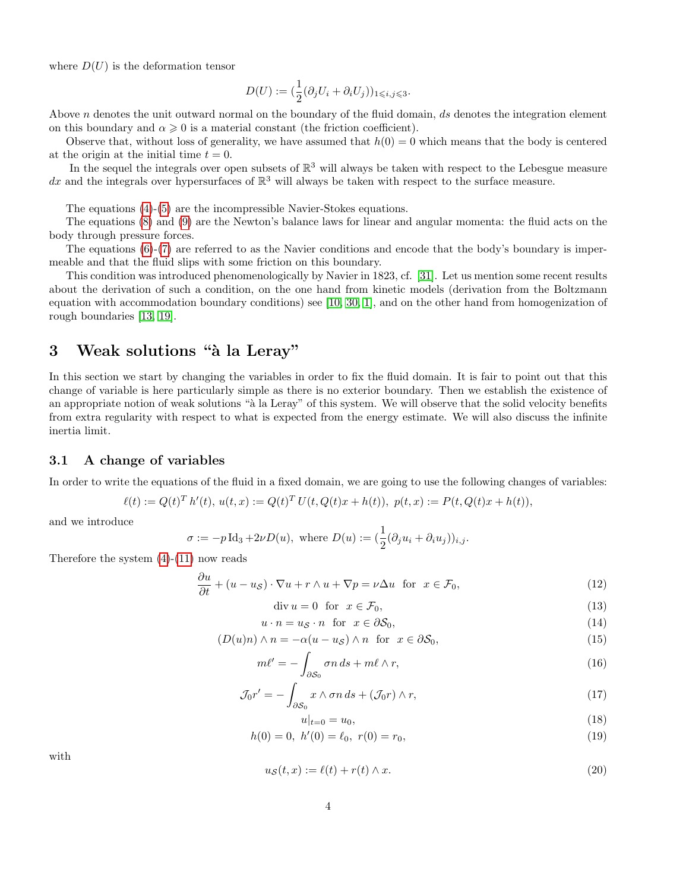where $D(U)$ is the deformation tensor

$$D(U) := (\frac{1}{2}(\partial_j U_i + \partial_i U_j))_{1\leqslant i,j\leqslant 3}.$$

Above $n$ denotes the unit outward normal on the boundary of the fluid domain, $ds$ denotes the integration element on this boundary and $\alpha \geqslant 0$ is a material constant (the friction coefficient).

Observe that, without loss of generality, we have assumed that $h(0) = 0$ which means that the body is centered at the origin at the initial time $t = 0$.

In the sequel the integrals over open subsets of $\mathbb{R}^3$ will always be taken with respect to the Lebesgue measure $dx$ and the integrals over hypersurfaces of $\mathbb{R}^3$ will always be taken with respect to the surface measure.

The equations (4)-(5) are the incompressible Navier-Stokes equations.

The equations (8) and (9) are the Newton's balance laws for linear and angular momenta: the fluid acts on the body through pressure forces.

The equations (6)-(7) are referred to as the Navier conditions and encode that the body's boundary is impermeable and that the fluid slips with some friction on this boundary.

This condition was introduced phenomenologically by Navier in 1823, cf. [31]. Let us mention some recent results about the derivation of such a condition, on the one hand from kinetic models (derivation from the Boltzmann equation with accommodation boundary conditions) see [10, 30, 1], and on the other hand from homogenization of rough boundaries [13, 19].

# 3 Weak solutions "à la Leray"

In this section we start by changing the variables in order to fix the fluid domain. It is fair to point out that this change of variable is here particularly simple as there is no exterior boundary. Then we establish the existence of an appropriate notion of weak solutions "à la Leray" of this system. We will observe that the solid velocity benefits from extra regularity with respect to what is expected from the energy estimate. We will also discuss the infinite inertia limit.

## 3.1 A change of variables

In order to write the equations of the fluid in a fixed domain, we are going to use the following changes of variables:

$$\ell(t) := Q(t)^T h'(t),\ u(t,x) := Q(t)^T U(t, Q(t)x + h(t)),\ p(t,x) := P(t, Q(t)x + h(t)),$$

and we introduce

$$\sigma := -p \,\mathrm{Id}_3 + 2\nu D(u), \text{ where } D(u) := (\frac{1}{2}(\partial_j u_i + \partial_i u_j))_{i,j}.$$

Therefore the system (4)-(11) now reads

$$\frac{\partial u}{\partial t} + (u - u_{\mathcal{S}})\cdot\nabla u + r \wedge u + \nabla p = \nu\Delta u \quad \text{for} \quad x \in \mathcal{F}_0, \tag{12}$$

$$\operatorname{div} u = 0 \quad \text{for} \quad x \in \mathcal{F}_0, \tag{13}$$

$$u \cdot n = u_{\mathcal{S}} \cdot n \quad \text{for} \quad x \in \partial\mathcal{S}_0, \tag{14}$$

$$(D(u)n) \wedge n = -\alpha(u - u_{\mathcal{S}}) \wedge n \quad \text{for} \quad x \in \partial\mathcal{S}_0, \tag{15}$$

$$m\ell' = -\int_{\partial\mathcal{S}_0} \sigma n \, ds + m\ell \wedge r, \tag{16}$$

$$\mathcal{J}_0 r' = -\int_{\partial\mathcal{S}_0} x \wedge \sigma n \, ds + (\mathcal{J}_0 r) \wedge r, \tag{17}$$

$$u|_{t=0} = u_0, \tag{18}$$

$$h(0) = 0,\ h'(0) = \ell_0,\ r(0) = r_0, \tag{19}$$

with

$$u_{\mathcal{S}}(t,x) := \ell(t) + r(t) \wedge x. \tag{20}$$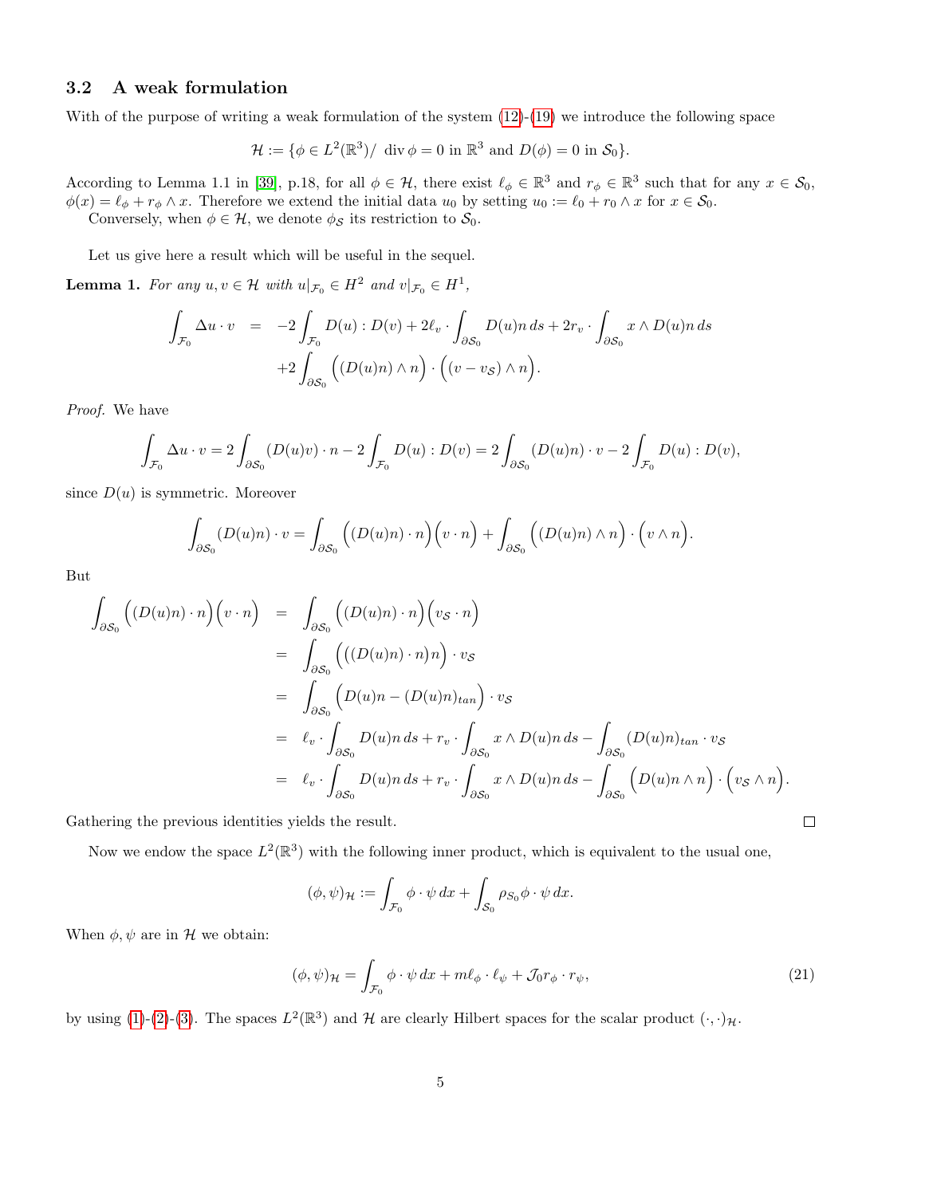### 3.2 A weak formulation

With of the purpose of writing a weak formulation of the system (12)-(19) we introduce the following space

$$\mathcal{H} := \{\phi \in L^2(\mathbb{R}^3)/ \ \operatorname{div} \phi = 0 \text{ in } \mathbb{R}^3 \text{ and } D(\phi) = 0 \text{ in } \mathcal{S}_0\}.$$

According to Lemma 1.1 in [39], p.18, for all $\phi \in \mathcal{H}$, there exist $\ell_\phi \in \mathbb{R}^3$ and $r_\phi \in \mathbb{R}^3$ such that for any $x \in \mathcal{S}_0$, $\phi(x) = \ell_\phi + r_\phi \wedge x$. Therefore we extend the initial data $u_0$ by setting $u_0 := \ell_0 + r_0 \wedge x$ for $x \in \mathcal{S}_0$.

Conversely, when $\phi \in \mathcal{H}$, we denote $\phi_\mathcal{S}$ its restriction to $\mathcal{S}_0$.

Let us give here a result which will be useful in the sequel.

**Lemma 1.** *For any $u, v \in \mathcal{H}$ with $u|_{\mathcal{F}_0} \in H^2$ and $v|_{\mathcal{F}_0} \in H^1$,*

$$\begin{aligned}
\int_{\mathcal{F}_0} \Delta u \cdot v &= -2\int_{\mathcal{F}_0} D(u) : D(v) + 2\ell_v \cdot \int_{\partial \mathcal{S}_0} D(u)n \, ds + 2r_v \cdot \int_{\partial \mathcal{S}_0} x \wedge D(u)n \, ds \\
&\quad + 2\int_{\partial \mathcal{S}_0} \Big( (D(u)n) \wedge n \Big) \cdot \Big( (v - v_\mathcal{S}) \wedge n \Big).
\end{aligned}$$

*Proof.* We have

$$\int_{\mathcal{F}_0} \Delta u \cdot v = 2\int_{\partial \mathcal{S}_0} (D(u)v) \cdot n - 2\int_{\mathcal{F}_0} D(u) : D(v) = 2\int_{\partial \mathcal{S}_0} (D(u)n) \cdot v - 2\int_{\mathcal{F}_0} D(u) : D(v),$$

since $D(u)$ is symmetric. Moreover

$$\int_{\partial \mathcal{S}_0} (D(u)n) \cdot v = \int_{\partial \mathcal{S}_0} \Big( (D(u)n) \cdot n \Big) \Big( v \cdot n \Big) + \int_{\partial \mathcal{S}_0} \Big( (D(u)n) \wedge n \Big) \cdot \Big( v \wedge n \Big).$$

But

$$\begin{aligned}
\int_{\partial \mathcal{S}_0} \Big( (D(u)n) \cdot n \Big) \Big( v \cdot n \Big) &= \int_{\partial \mathcal{S}_0} \Big( (D(u)n) \cdot n \Big) \Big( v_\mathcal{S} \cdot n \Big) \\
&= \int_{\partial \mathcal{S}_0} \Big( \big( (D(u)n) \cdot n \big) n \Big) \cdot v_\mathcal{S} \\
&= \int_{\partial \mathcal{S}_0} \Big( D(u)n - (D(u)n)_{tan} \Big) \cdot v_\mathcal{S} \\
&= \ell_v \cdot \int_{\partial \mathcal{S}_0} D(u)n \, ds + r_v \cdot \int_{\partial \mathcal{S}_0} x \wedge D(u)n \, ds - \int_{\partial \mathcal{S}_0} (D(u)n)_{tan} \cdot v_\mathcal{S} \\
&= \ell_v \cdot \int_{\partial \mathcal{S}_0} D(u)n \, ds + r_v \cdot \int_{\partial \mathcal{S}_0} x \wedge D(u)n \, ds - \int_{\partial \mathcal{S}_0} \Big( D(u)n \wedge n \Big) \cdot \Big( v_\mathcal{S} \wedge n \Big).
\end{aligned}$$

Gathering the previous identities yields the result. □

Now we endow the space $L^2(\mathbb{R}^3)$ with the following inner product, which is equivalent to the usual one,

$$(\phi, \psi)_\mathcal{H} := \int_{\mathcal{F}_0} \phi \cdot \psi \, dx + \int_{\mathcal{S}_0} \rho_{S_0} \phi \cdot \psi \, dx.$$

When $\phi, \psi$ are in $\mathcal{H}$ we obtain:

$$(\phi, \psi)_\mathcal{H} = \int_{\mathcal{F}_0} \phi \cdot \psi \, dx + m\ell_\phi \cdot \ell_\psi + \mathcal{J}_0 r_\phi \cdot r_\psi, \tag{21}$$

by using (1)-(2)-(3). The spaces $L^2(\mathbb{R}^3)$ and $\mathcal{H}$ are clearly Hilbert spaces for the scalar product $(\cdot, \cdot)_\mathcal{H}$.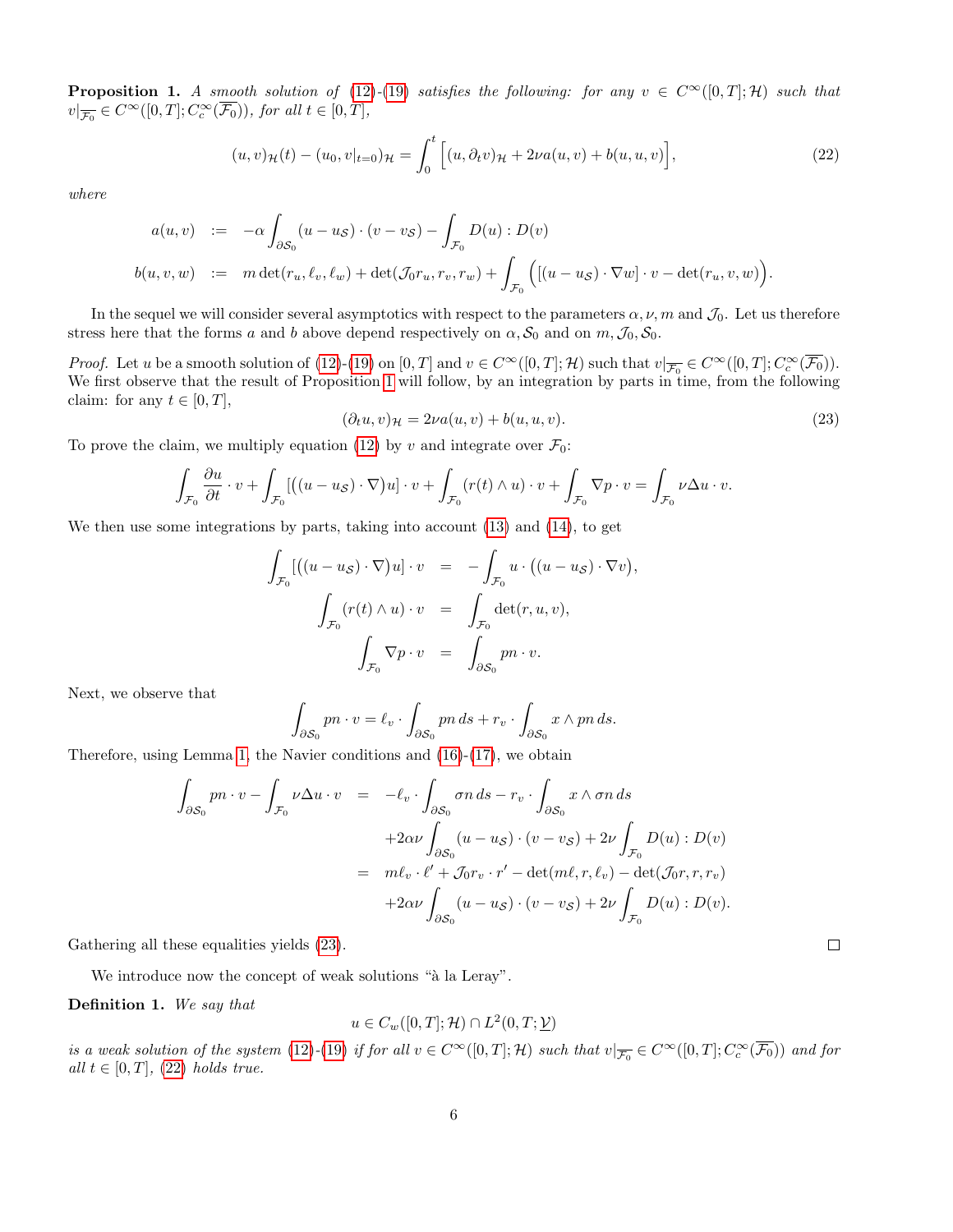**Proposition 1.** *A smooth solution of* (12)*-*(19) *satisfies the following: for any* $v \in C^\infty([0,T];\mathcal{H})$ *such that* $v|_{\overline{\mathcal{F}_0}} \in C^\infty([0,T];C_c^\infty(\overline{\mathcal{F}_0}))$*, for all* $t \in [0,T]$*,*

$$(u,v)_{\mathcal{H}}(t) - (u_0, v|_{t=0})_{\mathcal{H}} = \int_0^t \Big[ (u, \partial_t v)_{\mathcal{H}} + 2\nu a(u,v) + b(u,u,v) \Big], \tag{22}$$

*where*

$$\begin{aligned} a(u,v) &:= -\alpha \int_{\partial\mathcal{S}_0} (u - u_{\mathcal{S}}) \cdot (v - v_{\mathcal{S}}) - \int_{\mathcal{F}_0} D(u) : D(v) \\ b(u,v,w) &:= m \det(r_u, \ell_v, \ell_w) + \det(\mathcal{J}_0 r_u, r_v, r_w) + \int_{\mathcal{F}_0} \Big( [(u - u_{\mathcal{S}}) \cdot \nabla w] \cdot v - \det(r_u, v, w) \Big). \end{aligned}$$

In the sequel we will consider several asymptotics with respect to the parameters $\alpha, \nu, m$ and $\mathcal{J}_0$. Let us therefore stress here that the forms $a$ and $b$ above depend respectively on $\alpha, \mathcal{S}_0$ and on $m, \mathcal{J}_0, \mathcal{S}_0$.

*Proof.* Let $u$ be a smooth solution of (12)-(19) on $[0,T]$ and $v \in C^\infty([0,T];\mathcal{H})$ such that $v|_{\overline{\mathcal{F}_0}} \in C^\infty([0,T];C_c^\infty(\overline{\mathcal{F}_0}))$. We first observe that the result of Proposition 1 will follow, by an integration by parts in time, from the following claim: for any $t \in [0,T]$,

$$(\partial_t u, v)_{\mathcal{H}} = 2\nu a(u,v) + b(u,u,v). \tag{23}$$

To prove the claim, we multiply equation (12) by $v$ and integrate over $\mathcal{F}_0$:

$$\int_{\mathcal{F}_0} \frac{\partial u}{\partial t} \cdot v + \int_{\mathcal{F}_0} [\big((u - u_{\mathcal{S}}) \cdot \nabla\big) u] \cdot v + \int_{\mathcal{F}_0} (r(t) \wedge u) \cdot v + \int_{\mathcal{F}_0} \nabla p \cdot v = \int_{\mathcal{F}_0} \nu \Delta u \cdot v.$$

We then use some integrations by parts, taking into account (13) and (14), to get

$$\begin{aligned} \int_{\mathcal{F}_0} [\big((u - u_{\mathcal{S}}) \cdot \nabla\big) u] \cdot v &= -\int_{\mathcal{F}_0} u \cdot \big((u - u_{\mathcal{S}}) \cdot \nabla v\big), \\ \int_{\mathcal{F}_0} (r(t) \wedge u) \cdot v &= \int_{\mathcal{F}_0} \det(r, u, v), \\ \int_{\mathcal{F}_0} \nabla p \cdot v &= \int_{\partial\mathcal{S}_0} p n \cdot v. \end{aligned}$$

Next, we observe that

$$\int_{\partial\mathcal{S}_0} p n \cdot v = \ell_v \cdot \int_{\partial\mathcal{S}_0} p n \, ds + r_v \cdot \int_{\partial\mathcal{S}_0} x \wedge p n \, ds.$$

Therefore, using Lemma 1, the Navier conditions and (16)-(17), we obtain

$$\begin{aligned} \int_{\partial\mathcal{S}_0} p n \cdot v - \int_{\mathcal{F}_0} \nu \Delta u \cdot v &= -\ell_v \cdot \int_{\partial\mathcal{S}_0} \sigma n \, ds - r_v \cdot \int_{\partial\mathcal{S}_0} x \wedge \sigma n \, ds \\ &\quad + 2\alpha\nu \int_{\partial\mathcal{S}_0} (u - u_{\mathcal{S}}) \cdot (v - v_{\mathcal{S}}) + 2\nu \int_{\mathcal{F}_0} D(u) : D(v) \\ &= m \ell_v \cdot \ell' + \mathcal{J}_0 r_v \cdot r' - \det(m\ell, r, \ell_v) - \det(\mathcal{J}_0 r, r, r_v) \\ &\quad + 2\alpha\nu \int_{\partial\mathcal{S}_0} (u - u_{\mathcal{S}}) \cdot (v - v_{\mathcal{S}}) + 2\nu \int_{\mathcal{F}_0} D(u) : D(v). \end{aligned}$$

Gathering all these equalities yields (23). $\square$

We introduce now the concept of weak solutions "à la Leray".

**Definition 1.** *We say that*

$$u \in C_w([0,T];\mathcal{H}) \cap L^2(0,T;\underline{\mathcal{V}})$$

*is a weak solution of the system* (12)*-*(19) *if for all* $v \in C^\infty([0,T];\mathcal{H})$ *such that* $v|_{\overline{\mathcal{F}_0}} \in C^\infty([0,T];C_c^\infty(\overline{\mathcal{F}_0}))$ *and for all* $t \in [0,T]$*,* (22) *holds true.*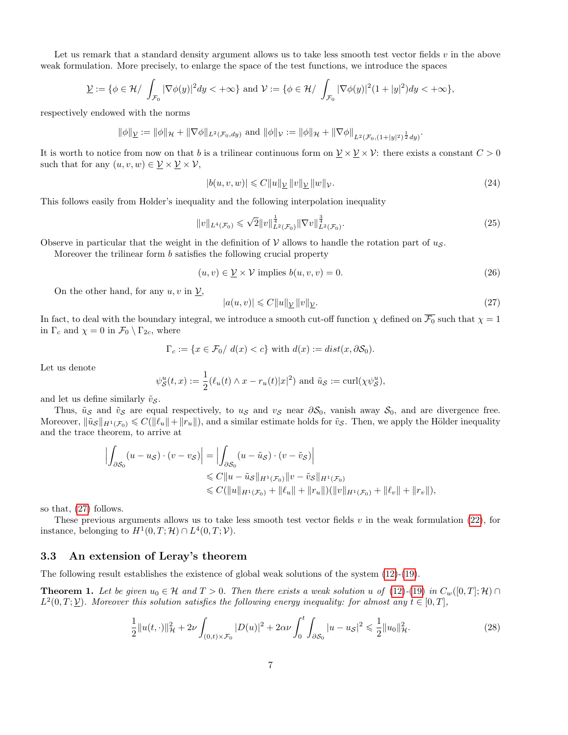Let us remark that a standard density argument allows us to take less smooth test vector fields $v$ in the above weak formulation. More precisely, to enlarge the space of the test functions, we introduce the spaces

$$\underline{\mathcal{V}} := \{\phi \in \mathcal{H} / \int_{\mathcal{F}_0} |\nabla \phi(y)|^2 dy < +\infty\} \text{ and } \mathcal{V} := \{\phi \in \mathcal{H} / \int_{\mathcal{F}_0} |\nabla \phi(y)|^2 (1 + |y|^2) dy < +\infty\},$$

respectively endowed with the norms

$$\|\phi\|_{\underline{\mathcal{V}}} := \|\phi\|_{\mathcal{H}} + \|\nabla \phi\|_{L^2(\mathcal{F}_0, dy)} \text{ and } \|\phi\|_{\mathcal{V}} := \|\phi\|_{\mathcal{H}} + \|\nabla \phi\|_{L^2(\mathcal{F}_0, (1+|y|^2)^{\frac{1}{2}} dy)}.$$

It is worth to notice from now on that $b$ is a trilinear continuous form on $\underline{\mathcal{V}} \times \underline{\mathcal{V}} \times \mathcal{V}$: there exists a constant $C > 0$ such that for any $(u, v, w) \in \underline{\mathcal{V}} \times \underline{\mathcal{V}} \times \mathcal{V}$,

$$|b(u, v, w)| \leqslant C \|u\|_{\underline{\mathcal{V}}} \|v\|_{\underline{\mathcal{V}}} \|w\|_{\mathcal{V}}. \tag{24}$$

This follows easily from Holder's inequality and the following interpolation inequality

$$\|v\|_{L^4(\mathcal{F}_0)} \leqslant \sqrt{2} \|v\|^{\frac{1}{4}}_{L^2(\mathcal{F}_0)} \|\nabla v\|^{\frac{3}{4}}_{L^2(\mathcal{F}_0)}. \tag{25}$$

Observe in particular that the weight in the definition of $\mathcal{V}$ allows to handle the rotation part of $u_{\mathcal{S}}$.

Moreover the trilinear form $b$ satisfies the following crucial property

$$(u, v) \in \underline{\mathcal{V}} \times \mathcal{V} \text{ implies } b(u, v, v) = 0. \tag{26}$$

On the other hand, for any $u, v$ in $\underline{\mathcal{V}}$,

$$|a(u, v)| \leqslant C \|u\|_{\underline{\mathcal{V}}} \|v\|_{\underline{\mathcal{V}}}. \tag{27}$$

In fact, to deal with the boundary integral, we introduce a smooth cut-off function $\chi$ defined on $\overline{\mathcal{F}_0}$ such that $\chi = 1$ in $\Gamma_c$ and $\chi = 0$ in $\mathcal{F}_0 \setminus \Gamma_{2c}$, where

$$\Gamma_c := \{x \in \mathcal{F}_0 / \ d(x) < c\} \text{ with } d(x) := dist(x, \partial \mathcal{S}_0).$$

Let us denote

$$\psi^u_{\mathcal{S}}(t, x) := \frac{1}{2}(\ell_u(t) \wedge x - r_u(t)|x|^2) \text{ and } \tilde{u}_{\mathcal{S}} := \text{curl}(\chi \psi^u_{\mathcal{S}}),$$

and let us define similarly $\tilde{v}_{\mathcal{S}}$.

Thus, $\tilde{u}_{\mathcal{S}}$ and $\tilde{v}_{\mathcal{S}}$ are equal respectively, to $u_{\mathcal{S}}$ and $v_{\mathcal{S}}$ near $\partial \mathcal{S}_0$, vanish away $\mathcal{S}_0$, and are divergence free. Moreover, $\|\tilde{u}_{\mathcal{S}}\|_{H^1(\mathcal{F}_0)} \leqslant C(\|\ell_u\| + \|r_u\|)$, and a similar estimate holds for $\tilde{v}_{\mathcal{S}}$. Then, we apply the Hölder inequality and the trace theorem, to arrive at

$$\begin{aligned}
\Big| \int_{\partial \mathcal{S}_0} (u - u_{\mathcal{S}}) \cdot (v - v_{\mathcal{S}}) \Big| &= \Big| \int_{\partial \mathcal{S}_0} (u - \tilde{u}_{\mathcal{S}}) \cdot (v - \tilde{v}_{\mathcal{S}}) \Big| \\
&\leqslant C \|u - \tilde{u}_{\mathcal{S}}\|_{H^1(\mathcal{F}_0)} \|v - \tilde{v}_{\mathcal{S}}\|_{H^1(\mathcal{F}_0)} \\
&\leqslant C(\|u\|_{H^1(\mathcal{F}_0)} + \|\ell_u\| + \|r_u\|)(\|v\|_{H^1(\mathcal{F}_0)} + \|\ell_v\| + \|r_v\|),
\end{aligned}$$

so that, (27) follows.

These previous arguments allows us to take less smooth test vector fields $v$ in the weak formulation (22), for instance, belonging to $H^1(0, T; \mathcal{H}) \cap L^4(0, T; \mathcal{V})$.

### 3.3 An extension of Leray's theorem

The following result establishes the existence of global weak solutions of the system (12)-(19).

**Theorem 1.** *Let be given $u_0 \in \mathcal{H}$ and $T > 0$. Then there exists a weak solution $u$ of (12)-(19) in $C_w([0, T]; \mathcal{H}) \cap L^2(0, T; \underline{\mathcal{V}})$. Moreover this solution satisfies the following energy inequality: for almost any $t \in [0, T]$,*

$$\frac{1}{2} \|u(t, \cdot)\|^2_{\mathcal{H}} + 2\nu \int_{(0,t) \times \mathcal{F}_0} |D(u)|^2 + 2\alpha\nu \int_0^t \int_{\partial \mathcal{S}_0} |u - u_{\mathcal{S}}|^2 \leqslant \frac{1}{2} \|u_0\|^2_{\mathcal{H}}. \tag{28}$$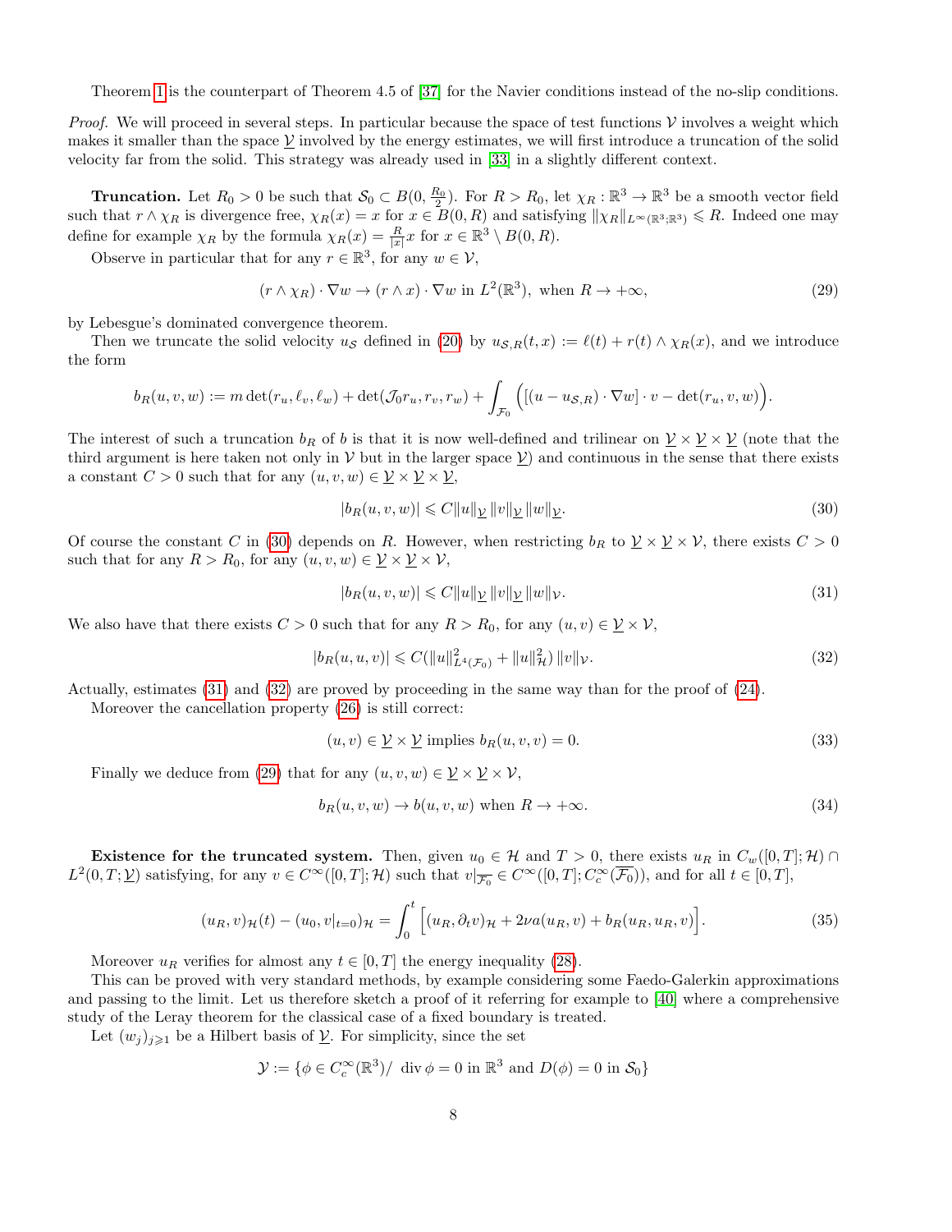Theorem 1 is the counterpart of Theorem 4.5 of [37] for the Navier conditions instead of the no-slip conditions.

*Proof.* We will proceed in several steps. In particular because the space of test functions $\mathcal{V}$ involves a weight which makes it smaller than the space $\underline{\mathcal{V}}$ involved by the energy estimates, we will first introduce a truncation of the solid velocity far from the solid. This strategy was already used in [33] in a slightly different context.

**Truncation.** Let $R_0 > 0$ be such that $\mathcal{S}_0 \subset B(0, \frac{R_0}{2})$. For $R > R_0$, let $\chi_R : \mathbb{R}^3 \to \mathbb{R}^3$ be a smooth vector field such that $r \wedge \chi_R$ is divergence free, $\chi_R(x) = x$ for $x \in B(0,R)$ and satisfying $\|\chi_R\|_{L^\infty(\mathbb{R}^3;\mathbb{R}^3)} \leqslant R$. Indeed one may define for example $\chi_R$ by the formula $\chi_R(x) = \frac{R}{|x|}x$ for $x \in \mathbb{R}^3 \setminus B(0,R)$.

Observe in particular that for any $r \in \mathbb{R}^3$, for any $w \in \mathcal{V}$,

$$(r \wedge \chi_R) \cdot \nabla w \to (r \wedge x) \cdot \nabla w \text{ in } L^2(\mathbb{R}^3), \text{ when } R \to +\infty, \tag{29}$$

by Lebesgue's dominated convergence theorem.

Then we truncate the solid velocity $u_\mathcal{S}$ defined in (20) by $u_{\mathcal{S},R}(t,x) := \ell(t) + r(t) \wedge \chi_R(x)$, and we introduce the form

$$b_R(u,v,w) := m \det(r_u, \ell_v, \ell_w) + \det(\mathcal{J}_0 r_u, r_v, r_w) + \int_{\mathcal{F}_0} \Big( [(u - u_{\mathcal{S},R}) \cdot \nabla w] \cdot v - \det(r_u, v, w) \Big).$$

The interest of such a truncation $b_R$ of $b$ is that it is now well-defined and trilinear on $\underline{\mathcal{V}} \times \underline{\mathcal{V}} \times \underline{\mathcal{V}}$ (note that the third argument is here taken not only in $\mathcal{V}$ but in the larger space $\underline{\mathcal{V}}$) and continuous in the sense that there exists a constant $C > 0$ such that for any $(u,v,w) \in \underline{\mathcal{V}} \times \underline{\mathcal{V}} \times \underline{\mathcal{V}}$,

$$|b_R(u,v,w)| \leqslant C \|u\|_{\underline{\mathcal{V}}} \|v\|_{\underline{\mathcal{V}}} \|w\|_{\underline{\mathcal{V}}}. \tag{30}$$

Of course the constant $C$ in (30) depends on $R$. However, when restricting $b_R$ to $\underline{\mathcal{V}} \times \underline{\mathcal{V}} \times \mathcal{V}$, there exists $C > 0$ such that for any $R > R_0$, for any $(u,v,w) \in \underline{\mathcal{V}} \times \underline{\mathcal{V}} \times \mathcal{V}$,

$$|b_R(u,v,w)| \leqslant C \|u\|_{\underline{\mathcal{V}}} \|v\|_{\underline{\mathcal{V}}} \|w\|_{\mathcal{V}}. \tag{31}$$

We also have that there exists $C > 0$ such that for any $R > R_0$, for any $(u,v) \in \underline{\mathcal{V}} \times \mathcal{V}$,

$$|b_R(u,u,v)| \leqslant C (\|u\|^2_{L^4(\mathcal{F}_0)} + \|u\|^2_{\mathcal{H}}) \|v\|_{\mathcal{V}}. \tag{32}$$

Actually, estimates (31) and (32) are proved by proceeding in the same way than for the proof of (24).

Moreover the cancellation property (26) is still correct:

$$(u,v) \in \underline{\mathcal{V}} \times \underline{\mathcal{V}} \text{ implies } b_R(u,v,v) = 0. \tag{33}$$

Finally we deduce from (29) that for any $(u,v,w) \in \underline{\mathcal{V}} \times \underline{\mathcal{V}} \times \mathcal{V}$,

$$b_R(u,v,w) \to b(u,v,w) \text{ when } R \to +\infty. \tag{34}$$

**Existence for the truncated system.** Then, given $u_0 \in \mathcal{H}$ and $T > 0$, there exists $u_R$ in $C_w([0,T];\mathcal{H}) \cap L^2(0,T;\underline{\mathcal{V}})$ satisfying, for any $v \in C^\infty([0,T];\mathcal{H})$ such that $v|_{\overline{\mathcal{F}_0}} \in C^\infty([0,T]; C^\infty_c(\overline{\mathcal{F}_0}))$, and for all $t \in [0,T]$,

$$(u_R, v)_{\mathcal{H}}(t) - (u_0, v|_{t=0})_{\mathcal{H}} = \int_0^t \Big[ (u_R, \partial_t v)_{\mathcal{H}} + 2\nu a(u_R, v) + b_R(u_R, u_R, v) \Big]. \tag{35}$$

Moreover $u_R$ verifies for almost any $t \in [0,T]$ the energy inequality (28).

This can be proved with very standard methods, by example considering some Faedo-Galerkin approximations and passing to the limit. Let us therefore sketch a proof of it referring for example to [40] where a comprehensive study of the Leray theorem for the classical case of a fixed boundary is treated.

Let $(w_j)_{j \geqslant 1}$ be a Hilbert basis of $\underline{\mathcal{V}}$. For simplicity, since the set

$$\mathcal{Y} := \{\phi \in C^\infty_c(\mathbb{R}^3) / \ \operatorname{div} \phi = 0 \text{ in } \mathbb{R}^3 \text{ and } D(\phi) = 0 \text{ in } \mathcal{S}_0\}$$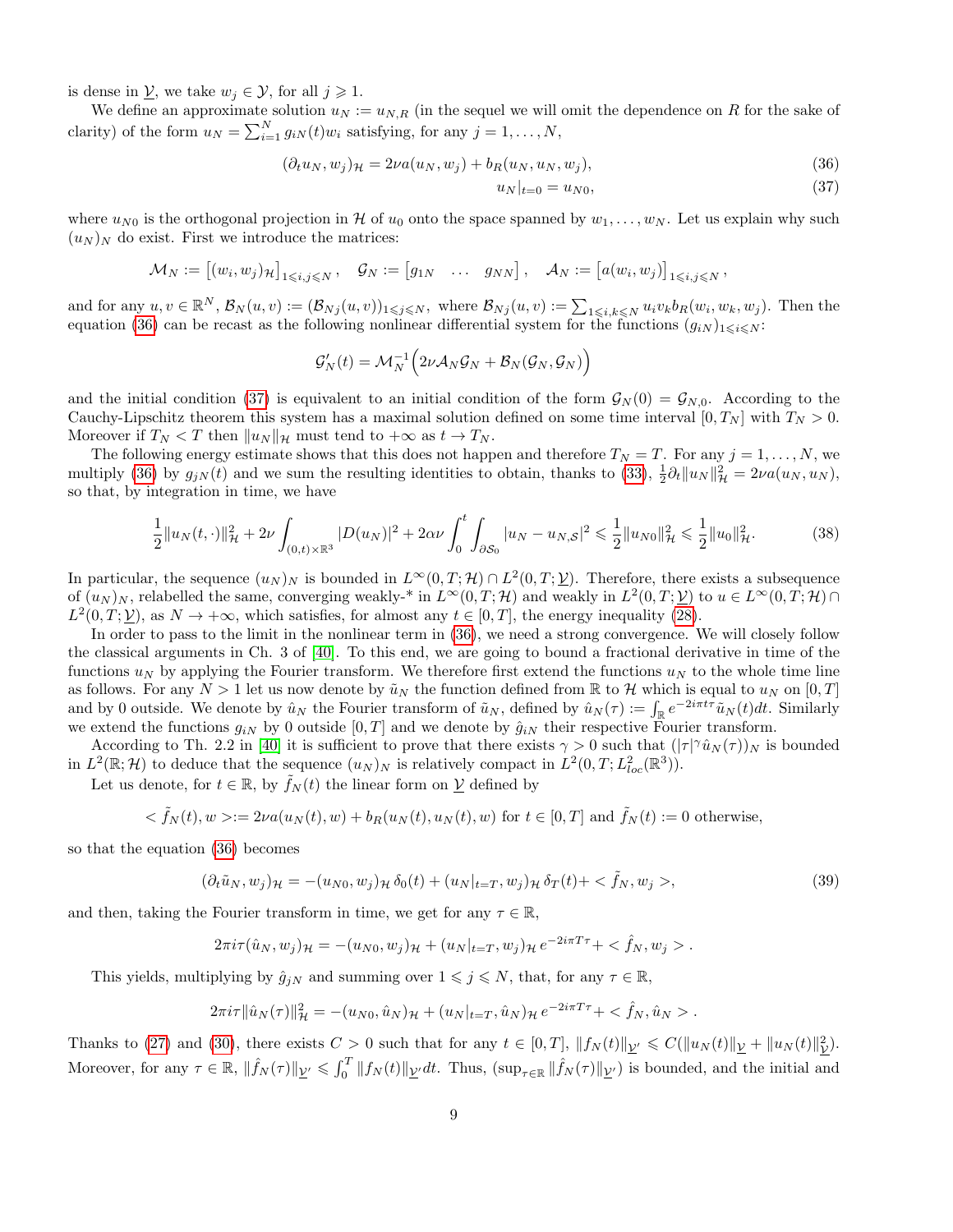is dense in $\underline{\mathcal{V}}$, we take $w_j \in \mathcal{Y}$, for all $j \geqslant 1$.

We define an approximate solution $u_N := u_{N,R}$ (in the sequel we will omit the dependence on $R$ for the sake of clarity) of the form $u_N = \sum_{i=1}^N g_{iN}(t) w_i$ satisfying, for any $j = 1, \ldots, N$,

$$(\partial_t u_N, w_j)_{\mathcal{H}} = 2\nu a(u_N, w_j) + b_R(u_N, u_N, w_j), \tag{36}$$

$$u_N|_{t=0} = u_{N0}, \tag{37}$$

where $u_{N0}$ is the orthogonal projection in $\mathcal{H}$ of $u_0$ onto the space spanned by $w_1, \ldots, w_N$. Let us explain why such $(u_N)_N$ do exist. First we introduce the matrices:

$$\mathcal{M}_N := \left[(w_i, w_j)_{\mathcal{H}}\right]_{1 \leqslant i,j \leqslant N}, \quad \mathcal{G}_N := \begin{bmatrix} g_{1N} & \ldots & g_{NN} \end{bmatrix}, \quad \mathcal{A}_N := \left[a(w_i, w_j)\right]_{1 \leqslant i,j \leqslant N},$$

and for any $u, v \in \mathbb{R}^N$, $\mathcal{B}_N(u,v) := (\mathcal{B}_{Nj}(u,v))_{1 \leqslant j \leqslant N}$, where $\mathcal{B}_{Nj}(u,v) := \sum_{1 \leqslant i,k \leqslant N} u_i v_k b_R(w_i, w_k, w_j)$. Then the equation (36) can be recast as the following nonlinear differential system for the functions $(g_{iN})_{1 \leqslant i \leqslant N}$:

$$\mathcal{G}_N'(t) = \mathcal{M}_N^{-1}\Big(2\nu \mathcal{A}_N \mathcal{G}_N + \mathcal{B}_N(\mathcal{G}_N, \mathcal{G}_N)\Big)$$

and the initial condition (37) is equivalent to an initial condition of the form $\mathcal{G}_N(0) = \mathcal{G}_{N,0}$. According to the Cauchy-Lipschitz theorem this system has a maximal solution defined on some time interval $[0, T_N]$ with $T_N > 0$. Moreover if $T_N < T$ then $\|u_N\|_{\mathcal{H}}$ must tend to $+\infty$ as $t \to T_N$.

The following energy estimate shows that this does not happen and therefore $T_N = T$. For any $j = 1, \ldots, N$, we multiply (36) by $g_{jN}(t)$ and we sum the resulting identities to obtain, thanks to (33), $\frac{1}{2}\partial_t \|u_N\|_{\mathcal{H}}^2 = 2\nu a(u_N, u_N)$, so that, by integration in time, we have

$$\frac{1}{2}\|u_N(t,\cdot)\|_{\mathcal{H}}^2 + 2\nu \int_{(0,t)\times\mathbb{R}^3} |D(u_N)|^2 + 2\alpha\nu \int_0^t \int_{\partial\mathcal{S}_0} |u_N - u_{N,\mathcal{S}}|^2 \leqslant \frac{1}{2}\|u_{N0}\|_{\mathcal{H}}^2 \leqslant \frac{1}{2}\|u_0\|_{\mathcal{H}}^2. \tag{38}$$

In particular, the sequence $(u_N)_N$ is bounded in $L^\infty(0,T;\mathcal{H}) \cap L^2(0,T;\underline{\mathcal{V}})$. Therefore, there exists a subsequence of $(u_N)_N$, relabelled the same, converging weakly-* in $L^\infty(0,T;\mathcal{H})$ and weakly in $L^2(0,T;\underline{\mathcal{V}})$ to $u \in L^\infty(0,T;\mathcal{H}) \cap L^2(0,T;\underline{\mathcal{V}})$, as $N \to +\infty$, which satisfies, for almost any $t \in [0,T]$, the energy inequality (28).

In order to pass to the limit in the nonlinear term in (36), we need a strong convergence. We will closely follow the classical arguments in Ch. 3 of [40]. To this end, we are going to bound a fractional derivative in time of the functions $u_N$ by applying the Fourier transform. We therefore first extend the functions $u_N$ to the whole time line as follows. For any $N > 1$ let us now denote by $\tilde{u}_N$ the function defined from $\mathbb{R}$ to $\mathcal{H}$ which is equal to $u_N$ on $[0,T]$ and by 0 outside. We denote by $\hat{u}_N$ the Fourier transform of $\tilde{u}_N$, defined by $\hat{u}_N(\tau) := \int_{\mathbb{R}} e^{-2i\pi t\tau} \tilde{u}_N(t) dt$. Similarly we extend the functions $g_{iN}$ by 0 outside $[0,T]$ and we denote by $\hat{g}_{iN}$ their respective Fourier transform.

According to Th. 2.2 in [40] it is sufficient to prove that there exists $\gamma > 0$ such that $(|\tau|^\gamma \hat{u}_N(\tau))_N$ is bounded in $L^2(\mathbb{R};\mathcal{H})$ to deduce that the sequence $(u_N)_N$ is relatively compact in $L^2(0,T;L^2_{loc}(\mathbb{R}^3))$.

Let us denote, for $t \in \mathbb{R}$, by $\tilde{f}_N(t)$ the linear form on $\underline{\mathcal{V}}$ defined by

$$< \tilde{f}_N(t), w > := 2\nu a(u_N(t), w) + b_R(u_N(t), u_N(t), w) \text{ for } t \in [0,T] \text{ and } \tilde{f}_N(t) := 0 \text{ otherwise},$$

so that the equation (36) becomes

$$(\partial_t \tilde{u}_N, w_j)_{\mathcal{H}} = -(u_{N0}, w_j)_{\mathcal{H}}\, \delta_0(t) + (u_N|_{t=T}, w_j)_{\mathcal{H}}\, \delta_T(t) + < \tilde{f}_N, w_j >, \tag{39}$$

and then, taking the Fourier transform in time, we get for any $\tau \in \mathbb{R}$,

$$2\pi i\tau (\hat{u}_N, w_j)_{\mathcal{H}} = -(u_{N0}, w_j)_{\mathcal{H}} + (u_N|_{t=T}, w_j)_{\mathcal{H}}\, e^{-2i\pi T\tau} + < \hat{f}_N, w_j > .$$

This yields, multiplying by $\hat{g}_{jN}$ and summing over $1 \leqslant j \leqslant N$, that, for any $\tau \in \mathbb{R}$,

$$2\pi i\tau \|\hat{u}_N(\tau)\|_{\mathcal{H}}^2 = -(u_{N0}, \hat{u}_N)_{\mathcal{H}} + (u_N|_{t=T}, \hat{u}_N)_{\mathcal{H}}\, e^{-2i\pi T\tau} + < \hat{f}_N, \hat{u}_N > .$$

Thanks to (27) and (30), there exists $C > 0$ such that for any $t \in [0,T]$, $\|f_N(t)\|_{\underline{\mathcal{V}}'} \leqslant C(\|u_N(t)\|_{\underline{\mathcal{V}}} + \|u_N(t)\|_{\underline{\mathcal{V}}}^2)$. Moreover, for any $\tau \in \mathbb{R}$, $\|\hat{f}_N(\tau)\|_{\underline{\mathcal{V}}'} \leqslant \int_0^T \|f_N(t)\|_{\underline{\mathcal{V}}'} dt$. Thus, $(\sup_{\tau\in\mathbb{R}} \|\hat{f}_N(\tau)\|_{\underline{\mathcal{V}}'})$ is bounded, and the initial and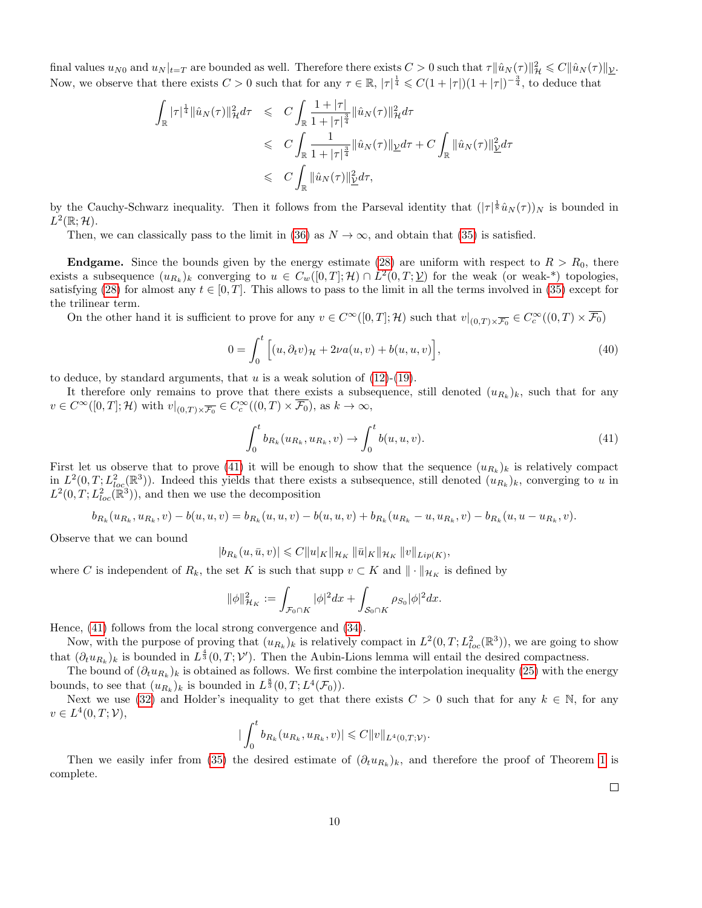final values $u_{N0}$ and $u_N|_{t=T}$ are bounded as well. Therefore there exists $C > 0$ such that $\tau \|\hat{u}_N(\tau)\|^2_{\mathcal{H}} \leqslant C \|\hat{u}_N(\tau)\|_{\underline{\mathcal{V}}}$. Now, we observe that there exists $C > 0$ such that for any $\tau \in \mathbb{R}$, $|\tau|^{\frac{1}{4}} \leqslant C(1+|\tau|)(1+|\tau|)^{-\frac{3}{4}}$, to deduce that

$$
\begin{aligned}
\int_{\mathbb{R}} |\tau|^{\frac{1}{4}} \|\hat{u}_N(\tau)\|^2_{\mathcal{H}} d\tau &\leqslant C \int_{\mathbb{R}} \frac{1+|\tau|}{1+|\tau|^{\frac{3}{4}}} \|\hat{u}_N(\tau)\|^2_{\mathcal{H}} d\tau \\
&\leqslant C \int_{\mathbb{R}} \frac{1}{1+|\tau|^{\frac{3}{4}}} \|\hat{u}_N(\tau)\|_{\underline{\mathcal{V}}} d\tau + C \int_{\mathbb{R}} \|\hat{u}_N(\tau)\|^2_{\underline{\mathcal{V}}} d\tau \\
&\leqslant C \int_{\mathbb{R}} \|\hat{u}_N(\tau)\|^2_{\underline{\mathcal{V}}} d\tau,
\end{aligned}
$$

by the Cauchy-Schwarz inequality. Then it follows from the Parseval identity that $(|\tau|^{\frac{1}{8}} \hat{u}_N(\tau))_N$ is bounded in $L^2(\mathbb{R}; \mathcal{H})$.

Then, we can classically pass to the limit in (36) as $N \to \infty$, and obtain that (35) is satisfied.

**Endgame.** Since the bounds given by the energy estimate (28) are uniform with respect to $R > R_0$, there exists a subsequence $(u_{R_k})_k$ converging to $u \in C_w([0,T]; \mathcal{H}) \cap L^2(0,T; \underline{\mathcal{V}})$ for the weak (or weak-*) topologies, satisfying (28) for almost any $t \in [0,T]$. This allows to pass to the limit in all the terms involved in (35) except for the trilinear term.

On the other hand it is sufficient to prove for any $v \in C^\infty([0,T]; \mathcal{H})$ such that $v|_{(0,T)\times\overline{\mathcal{F}_0}} \in C^\infty_c((0,T) \times \overline{\mathcal{F}_0})$

$$
0 = \int_0^t \Big[ (u, \partial_t v)_{\mathcal{H}} + 2\nu a(u,v) + b(u,u,v) \Big], \tag{40}
$$

to deduce, by standard arguments, that $u$ is a weak solution of (12)-(19).

It therefore only remains to prove that there exists a subsequence, still denoted $(u_{R_k})_k$, such that for any $v \in C^\infty([0,T]; \mathcal{H})$ with $v|_{(0,T)\times\overline{\mathcal{F}_0}} \in C^\infty_c((0,T) \times \overline{\mathcal{F}_0})$, as $k \to \infty$,

$$
\int_0^t b_{R_k}(u_{R_k}, u_{R_k}, v) \to \int_0^t b(u,u,v). \tag{41}
$$

First let us observe that to prove (41) it will be enough to show that the sequence $(u_{R_k})_k$ is relatively compact in $L^2(0,T; L^2_{loc}(\mathbb{R}^3))$. Indeed this yields that there exists a subsequence, still denoted $(u_{R_k})_k$, converging to $u$ in $L^2(0,T; L^2_{loc}(\mathbb{R}^3))$, and then we use the decomposition

$$
b_{R_k}(u_{R_k}, u_{R_k}, v) - b(u,u,v) = b_{R_k}(u,u,v) - b(u,u,v) + b_{R_k}(u_{R_k} - u, u_{R_k}, v) - b_{R_k}(u, u - u_{R_k}, v).
$$

Observe that we can bound

$$
|b_{R_k}(u, \bar{u}, v)| \leqslant C \|u|_K\|_{\mathcal{H}_K} \, \|\bar{u}|_K\|_{\mathcal{H}_K} \, \|v\|_{Lip(K)},
$$

where $C$ is independent of $R_k$, the set $K$ is such that $\operatorname{supp} v \subset K$ and $\|\cdot\|_{\mathcal{H}_K}$ is defined by

$$
\|\phi\|^2_{\mathcal{H}_K} := \int_{\mathcal{F}_0 \cap K} |\phi|^2 dx + \int_{\mathcal{S}_0 \cap K} \rho_{S_0} |\phi|^2 dx.
$$

Hence, (41) follows from the local strong convergence and (34).

Now, with the purpose of proving that $(u_{R_k})_k$ is relatively compact in $L^2(0,T; L^2_{loc}(\mathbb{R}^3))$, we are going to show that $(\partial_t u_{R_k})_k$ is bounded in $L^{\frac{4}{3}}(0,T; \mathcal{V}')$. Then the Aubin-Lions lemma will entail the desired compactness.

The bound of $(\partial_t u_{R_k})_k$ is obtained as follows. We first combine the interpolation inequality (25) with the energy bounds, to see that $(u_{R_k})_k$ is bounded in $L^{\frac{8}{3}}(0,T; L^4(\mathcal{F}_0))$.

Next we use (32) and Holder's inequality to get that there exists $C > 0$ such that for any $k \in \mathbb{N}$, for any $v \in L^4(0,T; \mathcal{V})$,

$$
\Big| \int_0^t b_{R_k}(u_{R_k}, u_{R_k}, v) \Big| \leqslant C \|v\|_{L^4(0,T;\mathcal{V})}.
$$

Then we easily infer from (35) the desired estimate of $(\partial_t u_{R_k})_k$, and therefore the proof of Theorem 1 is complete.

□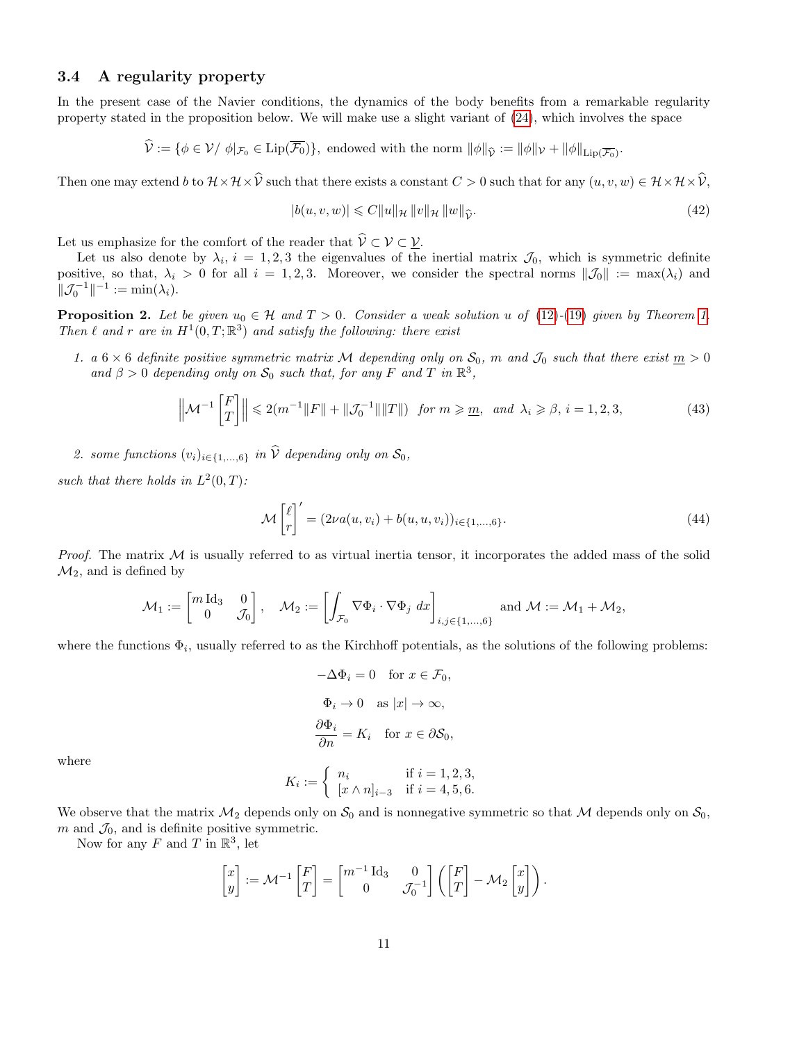### 3.4 A regularity property

In the present case of the Navier conditions, the dynamics of the body benefits from a remarkable regularity property stated in the proposition below. We will make use a slight variant of (24), which involves the space

$$\widehat{\mathcal{V}} := \{\phi \in \mathcal{V} /\ \phi|_{\mathcal{F}_0} \in \mathrm{Lip}(\overline{\mathcal{F}_0})\}, \text{ endowed with the norm } \|\phi\|_{\widehat{\mathcal{V}}} := \|\phi\|_{\mathcal{V}} + \|\phi\|_{\mathrm{Lip}(\overline{\mathcal{F}_0})}.$$

Then one may extend $b$ to $\mathcal{H} \times \mathcal{H} \times \widehat{\mathcal{V}}$ such that there exists a constant $C > 0$ such that for any $(u, v, w) \in \mathcal{H} \times \mathcal{H} \times \widehat{\mathcal{V}}$,

$$|b(u, v, w)| \leqslant C \|u\|_{\mathcal{H}} \|v\|_{\mathcal{H}} \|w\|_{\widehat{\mathcal{V}}}. \tag{42}$$

Let us emphasize for the comfort of the reader that $\widehat{\mathcal{V}} \subset \mathcal{V} \subset \underline{\mathcal{V}}$.

Let us also denote by $\lambda_i$, $i = 1, 2, 3$ the eigenvalues of the inertial matrix $\mathcal{J}_0$, which is symmetric definite positive, so that, $\lambda_i > 0$ for all $i = 1, 2, 3$. Moreover, we consider the spectral norms $\|\mathcal{J}_0\| := \max(\lambda_i)$ and $\|\mathcal{J}_0^{-1}\|^{-1} := \min(\lambda_i)$.

**Proposition 2.** *Let be given $u_0 \in \mathcal{H}$ and $T > 0$. Consider a weak solution $u$ of (12)-(19) given by Theorem 1. Then $\ell$ and $r$ are in $H^1(0, T; \mathbb{R}^3)$ and satisfy the following: there exist*

1. *a $6 \times 6$ definite positive symmetric matrix $\mathcal{M}$ depending only on $\mathcal{S}_0$, $m$ and $\mathcal{J}_0$ such that there exist $\underline{m} > 0$ and $\beta > 0$ depending only on $\mathcal{S}_0$ such that, for any $F$ and $T$ in $\mathbb{R}^3$,*

$$\left\| \mathcal{M}^{-1} \begin{bmatrix} F \\ T \end{bmatrix} \right\| \leqslant 2(m^{-1}\|F\| + \|\mathcal{J}_0^{-1}\| \|T\|) \quad \text{for } m \geqslant \underline{m}, \text{ and } \lambda_i \geqslant \beta,\ i = 1, 2, 3, \tag{43}$$

2. *some functions $(v_i)_{i \in \{1,\dots,6\}}$ in $\widehat{\mathcal{V}}$ depending only on $\mathcal{S}_0$,*

*such that there holds in $L^2(0, T)$:*

$$\mathcal{M} \begin{bmatrix} \ell \\ r \end{bmatrix}' = (2\nu a(u, v_i) + b(u, u, v_i))_{i \in \{1,\dots,6\}}. \tag{44}$$

*Proof.* The matrix $\mathcal{M}$ is usually referred to as virtual inertia tensor, it incorporates the added mass of the solid $\mathcal{M}_2$, and is defined by

$$\mathcal{M}_1 := \begin{bmatrix} m \,\mathrm{Id}_3 & 0 \\ 0 & \mathcal{J}_0 \end{bmatrix}, \quad \mathcal{M}_2 := \left[ \int_{\mathcal{F}_0} \nabla \Phi_i \cdot \nabla \Phi_j \, dx \right]_{i,j \in \{1,\dots,6\}} \text{ and } \mathcal{M} := \mathcal{M}_1 + \mathcal{M}_2,$$

where the functions $\Phi_i$, usually referred to as the Kirchhoff potentials, as the solutions of the following problems:

$$-\Delta \Phi_i = 0 \quad \text{for } x \in \mathcal{F}_0,$$

$$\Phi_i \to 0 \quad \text{as } |x| \to \infty,$$

$$\frac{\partial \Phi_i}{\partial n} = K_i \quad \text{for } x \in \partial \mathcal{S}_0,$$

where

$$K_i := \begin{cases} n_i & \text{if } i = 1, 2, 3, \\ [x \wedge n]_{i-3} & \text{if } i = 4, 5, 6. \end{cases}$$

We observe that the matrix $\mathcal{M}_2$ depends only on $\mathcal{S}_0$ and is nonnegative symmetric so that $\mathcal{M}$ depends only on $\mathcal{S}_0$, $m$ and $\mathcal{J}_0$, and is definite positive symmetric.

Now for any $F$ and $T$ in $\mathbb{R}^3$, let

$$\begin{bmatrix} x \\ y \end{bmatrix} := \mathcal{M}^{-1} \begin{bmatrix} F \\ T \end{bmatrix} = \begin{bmatrix} m^{-1} \mathrm{Id}_3 & 0 \\ 0 & \mathcal{J}_0^{-1} \end{bmatrix} \left( \begin{bmatrix} F \\ T \end{bmatrix} - \mathcal{M}_2 \begin{bmatrix} x \\ y \end{bmatrix} \right).$$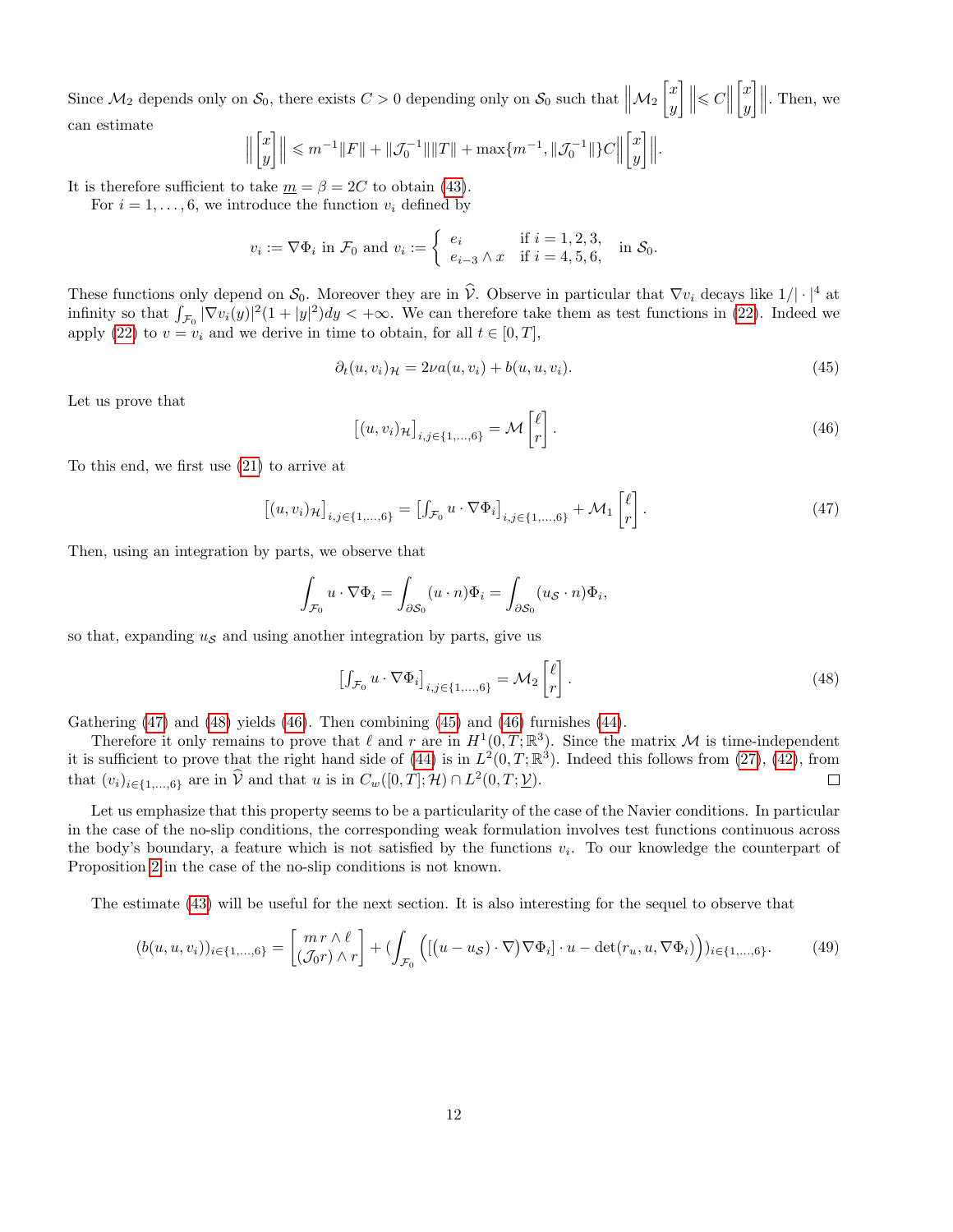Since $\mathcal{M}_2$ depends only on $\mathcal{S}_0$, there exists $C > 0$ depending only on $\mathcal{S}_0$ such that $\left\| \mathcal{M}_2 \begin{bmatrix} x \\ y \end{bmatrix} \right\| \leqslant C \left\| \begin{bmatrix} x \\ y \end{bmatrix} \right\|$. Then, we can estimate

$$\left\| \begin{bmatrix} x \\ y \end{bmatrix} \right\| \leqslant m^{-1}\|F\| + \|\mathcal{J}_0^{-1}\|\|T\| + \max\{m^{-1}, \|\mathcal{J}_0^{-1}\|\} C \left\| \begin{bmatrix} x \\ y \end{bmatrix} \right\|.$$

It is therefore sufficient to take $\underline{m} = \beta = 2C$ to obtain (43).

For $i = 1, \ldots, 6$, we introduce the function $v_i$ defined by

$$v_i := \nabla \Phi_i \text{ in } \mathcal{F}_0 \text{ and } v_i := \begin{cases} e_i & \text{if } i = 1,2,3, \\ e_{i-3} \wedge x & \text{if } i = 4,5,6, \end{cases} \text{ in } \mathcal{S}_0.$$

These functions only depend on $\mathcal{S}_0$. Moreover they are in $\widehat{\mathcal{V}}$. Observe in particular that $\nabla v_i$ decays like $1/|\cdot|^4$ at infinity so that $\int_{\mathcal{F}_0} |\nabla v_i(y)|^2 (1 + |y|^2) dy < +\infty$. We can therefore take them as test functions in (22). Indeed we apply (22) to $v = v_i$ and we derive in time to obtain, for all $t \in [0,T]$,

$$\partial_t (u, v_i)_{\mathcal{H}} = 2\nu a(u, v_i) + b(u, u, v_i). \tag{45}$$

Let us prove that

$$\left[ (u, v_i)_{\mathcal{H}} \right]_{i,j \in \{1,\ldots,6\}} = \mathcal{M} \begin{bmatrix} \ell \\ r \end{bmatrix}. \tag{46}$$

To this end, we first use (21) to arrive at

$$\left[ (u, v_i)_{\mathcal{H}} \right]_{i,j \in \{1,\ldots,6\}} = \left[ \int_{\mathcal{F}_0} u \cdot \nabla \Phi_i \right]_{i,j \in \{1,\ldots,6\}} + \mathcal{M}_1 \begin{bmatrix} \ell \\ r \end{bmatrix}. \tag{47}$$

Then, using an integration by parts, we observe that

$$\int_{\mathcal{F}_0} u \cdot \nabla \Phi_i = \int_{\partial \mathcal{S}_0} (u \cdot n) \Phi_i = \int_{\partial \mathcal{S}_0} (u_{\mathcal{S}} \cdot n) \Phi_i,$$

so that, expanding $u_{\mathcal{S}}$ and using another integration by parts, give us

$$\left[ \int_{\mathcal{F}_0} u \cdot \nabla \Phi_i \right]_{i,j \in \{1,\ldots,6\}} = \mathcal{M}_2 \begin{bmatrix} \ell \\ r \end{bmatrix}. \tag{48}$$

Gathering (47) and (48) yields (46). Then combining (45) and (46) furnishes (44).

Therefore it only remains to prove that $\ell$ and $r$ are in $H^1(0,T;\mathbb{R}^3)$. Since the matrix $\mathcal{M}$ is time-independent it is sufficient to prove that the right hand side of (44) is in $L^2(0,T;\mathbb{R}^3)$. Indeed this follows from (27), (42), from that $(v_i)_{i \in \{1,\ldots,6\}}$ are in $\widehat{\mathcal{V}}$ and that $u$ is in $C_w([0,T];\mathcal{H}) \cap L^2(0,T;\underline{\mathcal{V}})$. □

Let us emphasize that this property seems to be a particularity of the case of the Navier conditions. In particular in the case of the no-slip conditions, the corresponding weak formulation involves test functions continuous across the body's boundary, a feature which is not satisfied by the functions $v_i$. To our knowledge the counterpart of Proposition 2 in the case of the no-slip conditions is not known.

The estimate (43) will be useful for the next section. It is also interesting for the sequel to observe that

$$(b(u,u,v_i))_{i \in \{1,\ldots,6\}} = \begin{bmatrix} m\, r \wedge \ell \\ (\mathcal{J}_0 r) \wedge r \end{bmatrix} + \Big( \int_{\mathcal{F}_0} \Big( [(u - u_{\mathcal{S}}) \cdot \nabla) \nabla \Phi_i] \cdot u - \det(r_u, u, \nabla \Phi_i) \Big) \Big)_{i \in \{1,\ldots,6\}}. \tag{49}$$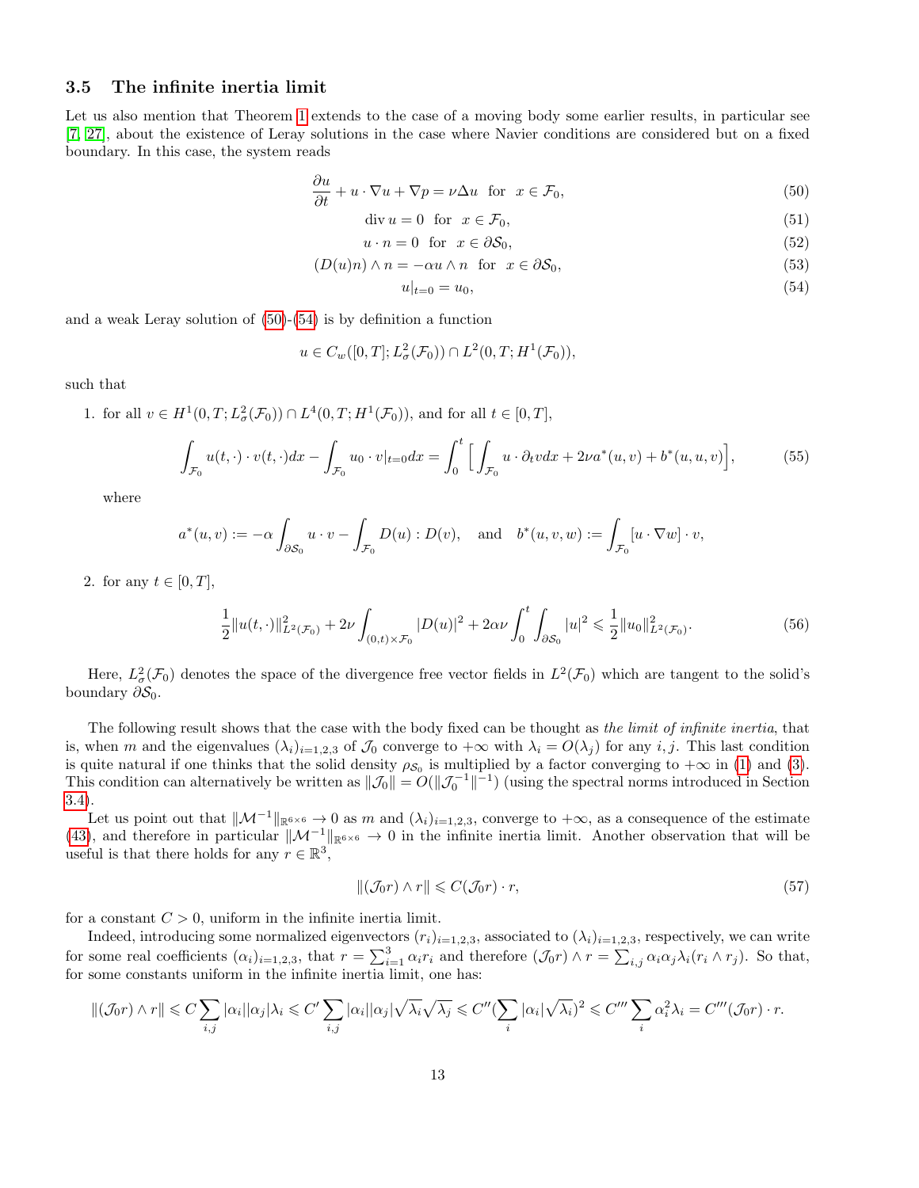### 3.5 The infinite inertia limit

Let us also mention that Theorem 1 extends to the case of a moving body some earlier results, in particular see [7, 27], about the existence of Leray solutions in the case where Navier conditions are considered but on a fixed boundary. In this case, the system reads

$$\frac{\partial u}{\partial t} + u \cdot \nabla u + \nabla p = \nu \Delta u \quad \text{for} \quad x \in \mathcal{F}_0, \tag{50}$$

$$\operatorname{div} u = 0 \quad \text{for} \quad x \in \mathcal{F}_0, \tag{51}$$

$$u \cdot n = 0 \quad \text{for} \quad x \in \partial \mathcal{S}_0, \tag{52}$$

$$(D(u)n) \wedge n = -\alpha u \wedge n \quad \text{for} \quad x \in \partial \mathcal{S}_0, \tag{53}$$

$$u|_{t=0} = u_0, \tag{54}$$

and a weak Leray solution of (50)-(54) is by definition a function

$$u \in C_w([0,T]; L^2_\sigma(\mathcal{F}_0)) \cap L^2(0,T; H^1(\mathcal{F}_0)),$$

such that

1. for all $v \in H^1(0,T; L^2_\sigma(\mathcal{F}_0)) \cap L^4(0,T; H^1(\mathcal{F}_0))$, and for all $t \in [0,T]$,

$$\int_{\mathcal{F}_0} u(t,\cdot) \cdot v(t,\cdot) dx - \int_{\mathcal{F}_0} u_0 \cdot v|_{t=0} dx = \int_0^t \Big[ \int_{\mathcal{F}_0} u \cdot \partial_t v dx + 2\nu a^*(u,v) + b^*(u,u,v) \Big], \tag{55}$$

where

$$a^*(u,v) := -\alpha \int_{\partial \mathcal{S}_0} u \cdot v - \int_{\mathcal{F}_0} D(u) : D(v), \quad \text{and} \quad b^*(u,v,w) := \int_{\mathcal{F}_0} [u \cdot \nabla w] \cdot v,$$

2. for any $t \in [0,T]$,

$$\frac{1}{2} \|u(t,\cdot)\|^2_{L^2(\mathcal{F}_0)} + 2\nu \int_{(0,t)\times \mathcal{F}_0} |D(u)|^2 + 2\alpha\nu \int_0^t \int_{\partial \mathcal{S}_0} |u|^2 \leqslant \frac{1}{2} \|u_0\|^2_{L^2(\mathcal{F}_0)}. \tag{56}$$

Here, $L^2_\sigma(\mathcal{F}_0)$ denotes the space of the divergence free vector fields in $L^2(\mathcal{F}_0)$ which are tangent to the solid's boundary $\partial \mathcal{S}_0$.

The following result shows that the case with the body fixed can be thought as *the limit of infinite inertia*, that is, when $m$ and the eigenvalues $(\lambda_i)_{i=1,2,3}$ of $\mathcal{J}_0$ converge to $+\infty$ with $\lambda_i = O(\lambda_j)$ for any $i,j$. This last condition is quite natural if one thinks that the solid density $\rho_{\mathcal{S}_0}$ is multiplied by a factor converging to $+\infty$ in (1) and (3). This condition can alternatively be written as $\|\mathcal{J}_0\| = O(\|\mathcal{J}_0^{-1}\|^{-1})$ (using the spectral norms introduced in Section 3.4).

Let us point out that $\|\mathcal{M}^{-1}\|_{\mathbb{R}^{6\times 6}} \to 0$ as $m$ and $(\lambda_i)_{i=1,2,3}$, converge to $+\infty$, as a consequence of the estimate (43), and therefore in particular $\|\mathcal{M}^{-1}\|_{\mathbb{R}^{6\times 6}} \to 0$ in the infinite inertia limit. Another observation that will be useful is that there holds for any $r \in \mathbb{R}^3$,

$$\|(\mathcal{J}_0 r) \wedge r\| \leqslant C (\mathcal{J}_0 r) \cdot r, \tag{57}$$

for a constant $C > 0$, uniform in the infinite inertia limit.

Indeed, introducing some normalized eigenvectors $(r_i)_{i=1,2,3}$, associated to $(\lambda_i)_{i=1,2,3}$, respectively, we can write for some real coefficients $(\alpha_i)_{i=1,2,3}$, that $r = \sum_{i=1}^3 \alpha_i r_i$ and therefore $(\mathcal{J}_0 r) \wedge r = \sum_{i,j} \alpha_i \alpha_j \lambda_i (r_i \wedge r_j)$. So that, for some constants uniform in the infinite inertia limit, one has:

$$\|(\mathcal{J}_0 r) \wedge r\| \leqslant C \sum_{i,j} |\alpha_i||\alpha_j|\lambda_i \leqslant C' \sum_{i,j} |\alpha_i||\alpha_j|\sqrt{\lambda_i}\sqrt{\lambda_j} \leqslant C''(\sum_i |\alpha_i|\sqrt{\lambda_i})^2 \leqslant C''' \sum_i \alpha_i^2 \lambda_i = C'''(\mathcal{J}_0 r) \cdot r.$$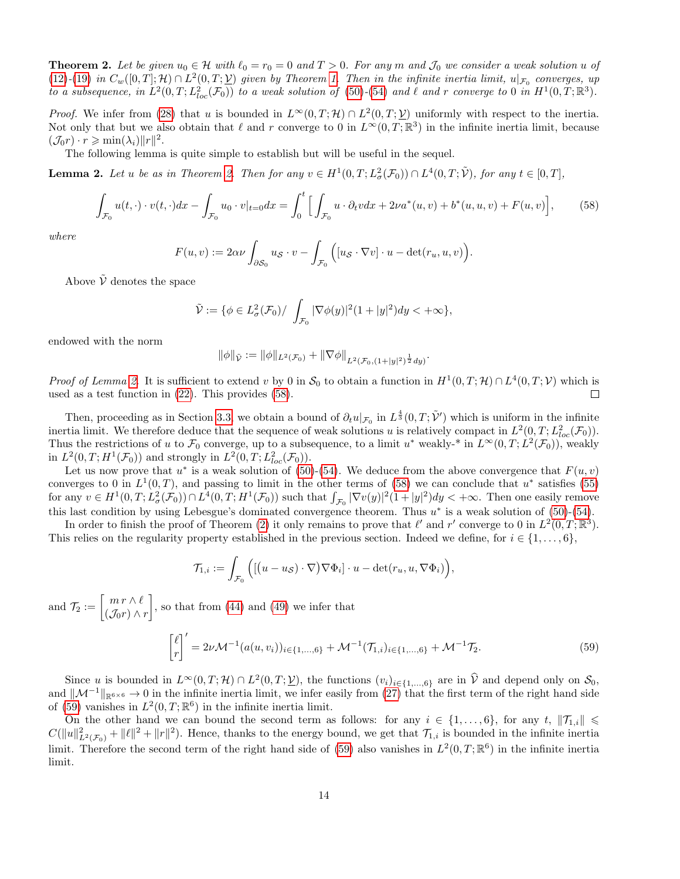**Theorem 2.** *Let be given $u_0 \in \mathcal{H}$ with $\ell_0 = r_0 = 0$ and $T > 0$. For any $m$ and $\mathcal{J}_0$ we consider a weak solution $u$ of (12)-(19) in $C_w([0,T];\mathcal{H}) \cap L^2(0,T;\underline{\mathcal{V}})$ given by Theorem 1. Then in the infinite inertia limit, $u|_{\mathcal{F}_0}$ converges, up to a subsequence, in $L^2(0,T;L^2_{loc}(\mathcal{F}_0))$ to a weak solution of (50)-(54) and $\ell$ and $r$ converge to 0 in $H^1(0,T;\mathbb{R}^3)$.*

*Proof.* We infer from (28) that $u$ is bounded in $L^\infty(0,T;\mathcal{H}) \cap L^2(0,T;\underline{\mathcal{V}})$ uniformly with respect to the inertia. Not only that but we also obtain that $\ell$ and $r$ converge to 0 in $L^\infty(0,T;\mathbb{R}^3)$ in the infinite inertia limit, because $(\mathcal{J}_0 r) \cdot r \geqslant \min(\lambda_i)\|r\|^2$.

The following lemma is quite simple to establish but will be useful in the sequel.

**Lemma 2.** *Let $u$ be as in Theorem 2. Then for any $v \in H^1(0,T;L^2_\sigma(\mathcal{F}_0)) \cap L^4(0,T;\tilde{\mathcal{V}})$, for any $t \in [0,T]$,*

$$\int_{\mathcal{F}_0} u(t,\cdot)\cdot v(t,\cdot)dx - \int_{\mathcal{F}_0} u_0 \cdot v|_{t=0} dx = \int_0^t \Big[ \int_{\mathcal{F}_0} u \cdot \partial_t v dx + 2\nu a^*(u,v) + b^*(u,u,v) + F(u,v)\Big], \tag{58}$$

*where*

$$F(u,v) := 2\alpha\nu \int_{\partial\mathcal{S}_0} u_{\mathcal{S}} \cdot v - \int_{\mathcal{F}_0} \Big( [u_{\mathcal{S}} \cdot \nabla v] \cdot u - \det(r_u, u, v)\Big).$$

Above $\tilde{\mathcal{V}}$ denotes the space

$$\tilde{\mathcal{V}} := \{\phi \in L^2_\sigma(\mathcal{F}_0) / \int_{\mathcal{F}_0} |\nabla\phi(y)|^2(1+|y|^2)dy < +\infty\},$$

endowed with the norm

$$\|\phi\|_{\tilde{\mathcal{V}}} := \|\phi\|_{L^2(\mathcal{F}_0)} + \|\nabla\phi\|_{L^2(\mathcal{F}_0,(1+|y|^2)^{\frac{1}{2}}dy)}.$$

*Proof of Lemma 2.* It is sufficient to extend $v$ by 0 in $\mathcal{S}_0$ to obtain a function in $H^1(0,T;\mathcal{H}) \cap L^4(0,T;\mathcal{V})$ which is used as a test function in (22). This provides (58). $\square$

Then, proceeding as in Section 3.3, we obtain a bound of $\partial_t u|_{\mathcal{F}_0}$ in $L^{\frac{4}{3}}(0,T;\tilde{\mathcal{V}}')$ which is uniform in the infinite inertia limit. We therefore deduce that the sequence of weak solutions $u$ is relatively compact in $L^2(0,T;L^2_{loc}(\mathcal{F}_0))$. Thus the restrictions of $u$ to $\mathcal{F}_0$ converge, up to a subsequence, to a limit $u^*$ weakly-* in $L^\infty(0,T;L^2(\mathcal{F}_0))$, weakly in $L^2(0,T;H^1(\mathcal{F}_0))$ and strongly in $L^2(0,T;L^2_{loc}(\mathcal{F}_0))$.

Let us now prove that $u^*$ is a weak solution of (50)-(54). We deduce from the above convergence that $F(u,v)$ converges to 0 in $L^1(0,T)$, and passing to limit in the other terms of (58) we can conclude that $u^*$ satisfies (55) for any $v \in H^1(0,T;L^2_\sigma(\mathcal{F}_0)) \cap L^4(0,T;H^1(\mathcal{F}_0))$ such that $\int_{\mathcal{F}_0} |\nabla v(y)|^2(1+|y|^2)dy < +\infty$. Then one easily remove this last condition by using Lebesgue's dominated convergence theorem. Thus $u^*$ is a weak solution of (50)-(54).

In order to finish the proof of Theorem (2) it only remains to prove that $\ell'$ and $r'$ converge to 0 in $L^2(0,T;\mathbb{R}^3)$. This relies on the regularity property established in the previous section. Indeed we define, for $i \in \{1,\dots,6\}$,

$$\mathcal{T}_{1,i} := \int_{\mathcal{F}_0} \Big( [(u - u_{\mathcal{S}})\cdot\nabla)\nabla\Phi_i] \cdot u - \det(r_u, u, \nabla\Phi_i)\Big),$$

and $\mathcal{T}_2 := \begin{bmatrix} m\, r \wedge \ell \\ (\mathcal{J}_0 r) \wedge r \end{bmatrix}$, so that from (44) and (49) we infer that

$$\begin{bmatrix} \ell \\ r \end{bmatrix}' = 2\nu\mathcal{M}^{-1}(a(u,v_i))_{i\in\{1,\dots,6\}} + \mathcal{M}^{-1}(\mathcal{T}_{1,i})_{i\in\{1,\dots,6\}} + \mathcal{M}^{-1}\mathcal{T}_2. \tag{59}$$

Since $u$ is bounded in $L^\infty(0,T;\mathcal{H}) \cap L^2(0,T;\underline{\mathcal{V}})$, the functions $(v_i)_{i\in\{1,\dots,6\}}$ are in $\widehat{\mathcal{V}}$ and depend only on $\mathcal{S}_0$, and $\|\mathcal{M}^{-1}\|_{\mathbb{R}^{6\times 6}} \to 0$ in the infinite inertia limit, we infer easily from (27) that the first term of the right hand side of (59) vanishes in $L^2(0,T;\mathbb{R}^6)$ in the infinite inertia limit.

On the other hand we can bound the second term as follows: for any $i \in \{1,\dots,6\}$, for any $t$, $\|\mathcal{T}_{1,i}\| \leqslant C(\|u\|^2_{L^2(\mathcal{F}_0)} + \|\ell\|^2 + \|r\|^2)$. Hence, thanks to the energy bound, we get that $\mathcal{T}_{1,i}$ is bounded in the infinite inertia limit. Therefore the second term of the right hand side of (59) also vanishes in $L^2(0,T;\mathbb{R}^6)$ in the infinite inertia limit.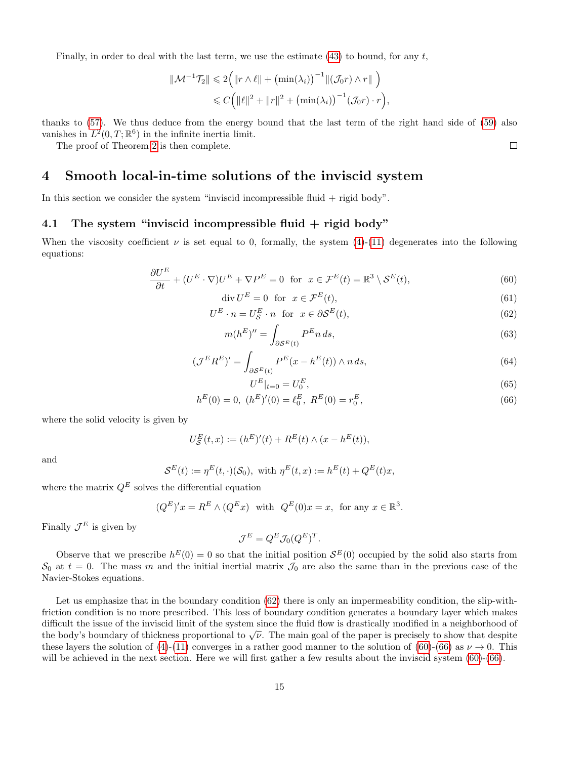Finally, in order to deal with the last term, we use the estimate (43) to bound, for any $t$,

$$
\begin{aligned}
\|\mathcal{M}^{-1}\mathcal{T}_2\| &\leqslant 2\Big(\|r\wedge \ell\| + \big(\min(\lambda_i)\big)^{-1}\|(\mathcal{J}_0 r)\wedge r\|\ \Big) \\
&\leqslant C\Big(\|\ell\|^2 + \|r\|^2 + \big(\min(\lambda_i)\big)^{-1}(\mathcal{J}_0 r)\cdot r\Big),
\end{aligned}
$$

thanks to (57). We thus deduce from the energy bound that the last term of the right hand side of (59) also vanishes in $L^2(0,T;\mathbb{R}^6)$ in the infinite inertia limit.

The proof of Theorem 2 is then complete. ☐

# 4 Smooth local-in-time solutions of the inviscid system

In this section we consider the system "inviscid incompressible fluid + rigid body".

## 4.1 The system "inviscid incompressible fluid + rigid body"

When the viscosity coefficient $\nu$ is set equal to 0, formally, the system (4)-(11) degenerates into the following equations:

$$\frac{\partial U^E}{\partial t} + (U^E\cdot\nabla)U^E + \nabla P^E = 0 \ \text{ for } \ x\in\mathcal{F}^E(t) = \mathbb{R}^3\setminus\mathcal{S}^E(t), \tag{60}$$

$$\operatorname{div} U^E = 0 \ \text{ for } \ x\in\mathcal{F}^E(t), \tag{61}$$

$$U^E\cdot n = U^E_{\mathcal{S}}\cdot n \ \text{ for } \ x\in\partial\mathcal{S}^E(t), \tag{62}$$

$$m(h^E)'' = \int_{\partial\mathcal{S}^E(t)} P^E n\, ds, \tag{63}$$

$$(\mathcal{J}^E R^E)' = \int_{\partial\mathcal{S}^E(t)} P^E(x-h^E(t))\wedge n\, ds, \tag{64}$$

$$U^E|_{t=0} = U^E_0, \tag{65}$$

$$h^E(0)=0,\ (h^E)'(0)=\ell^E_0,\ R^E(0)=r^E_0, \tag{66}$$

where the solid velocity is given by

$$U^E_{\mathcal{S}}(t,x) := (h^E)'(t) + R^E(t)\wedge(x-h^E(t)),$$

and

$$\mathcal{S}^E(t) := \eta^E(t,\cdot)(\mathcal{S}_0),\ \text{ with } \eta^E(t,x) := h^E(t) + Q^E(t)x,$$

where the matrix $Q^E$ solves the differential equation

$$(Q^E)'x = R^E\wedge(Q^E x) \ \text{ with } \ Q^E(0)x = x, \ \text{ for any } x\in\mathbb{R}^3.$$

Finally $\mathcal{J}^E$ is given by

$$\mathcal{J}^E = Q^E\mathcal{J}_0(Q^E)^T.$$

Observe that we prescribe $h^E(0)=0$ so that the initial position $\mathcal{S}^E(0)$ occupied by the solid also starts from $\mathcal{S}_0$ at $t=0$. The mass $m$ and the initial inertial matrix $\mathcal{J}_0$ are also the same than in the previous case of the Navier-Stokes equations.

Let us emphasize that in the boundary condition (62) there is only an impermeability condition, the slip-with-friction condition is no more prescribed. This loss of boundary condition generates a boundary layer which makes difficult the issue of the inviscid limit of the system since the fluid flow is drastically modified in a neighborhood of the body's boundary of thickness proportional to $\sqrt{\nu}$. The main goal of the paper is precisely to show that despite these layers the solution of (4)-(11) converges in a rather good manner to the solution of (60)-(66) as $\nu\to 0$. This will be achieved in the next section. Here we will first gather a few results about the inviscid system (60)-(66).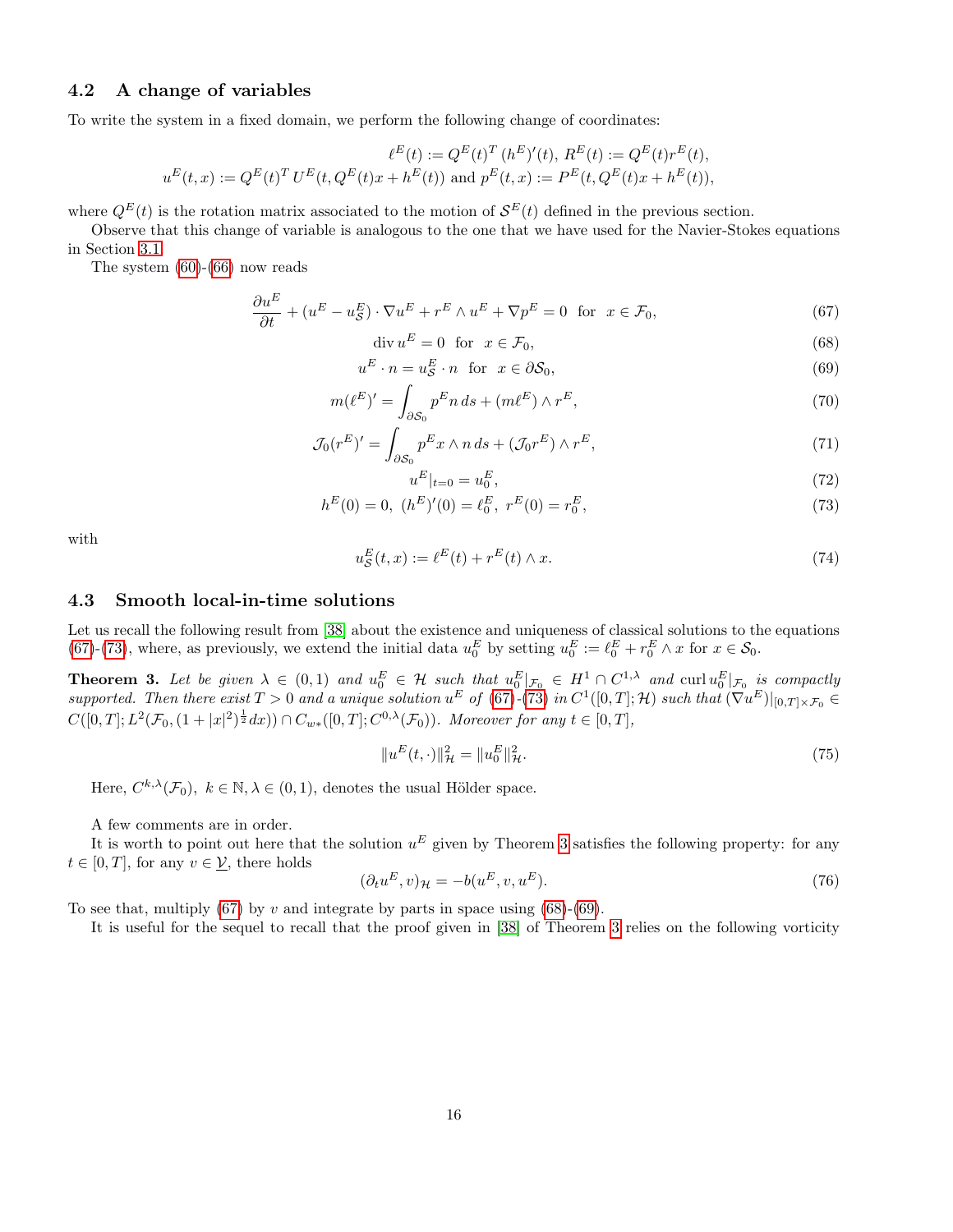### 4.2 A change of variables

To write the system in a fixed domain, we perform the following change of coordinates:

$$\ell^E(t) := Q^E(t)^T\,(h^E)'(t),\; R^E(t) := Q^E(t)r^E(t),$$
$$u^E(t,x) := Q^E(t)^T\, U^E(t, Q^E(t)x + h^E(t)) \text{ and } p^E(t,x) := P^E(t, Q^E(t)x + h^E(t)),$$

where $Q^E(t)$ is the rotation matrix associated to the motion of $\mathcal{S}^E(t)$ defined in the previous section.

Observe that this change of variable is analogous to the one that we have used for the Navier-Stokes equations in Section 3.1.

The system (60)-(66) now reads

$$\frac{\partial u^E}{\partial t} + (u^E - u^E_{\mathcal{S}}) \cdot \nabla u^E + r^E \wedge u^E + \nabla p^E = 0 \;\text{ for }\; x \in \mathcal{F}_0, \tag{67}$$

$$\operatorname{div} u^E = 0 \;\text{ for }\; x \in \mathcal{F}_0, \tag{68}$$

$$u^E \cdot n = u^E_{\mathcal{S}} \cdot n \;\text{ for }\; x \in \partial\mathcal{S}_0, \tag{69}$$

$$m(\ell^E)' = \int_{\partial\mathcal{S}_0} p^E n\, ds + (m\ell^E) \wedge r^E, \tag{70}$$

$$\mathcal{J}_0(r^E)' = \int_{\partial\mathcal{S}_0} p^E x \wedge n\, ds + (\mathcal{J}_0 r^E) \wedge r^E, \tag{71}$$

$$u^E|_{t=0} = u^E_0, \tag{72}$$

$$h^E(0) = 0,\; (h^E)'(0) = \ell^E_0,\; r^E(0) = r^E_0, \tag{73}$$

with

$$u^E_{\mathcal{S}}(t,x) := \ell^E(t) + r^E(t) \wedge x. \tag{74}$$

### 4.3 Smooth local-in-time solutions

Let us recall the following result from [38] about the existence and uniqueness of classical solutions to the equations (67)-(73), where, as previously, we extend the initial data $u^E_0$ by setting $u^E_0 := \ell^E_0 + r^E_0 \wedge x$ for $x \in \mathcal{S}_0$.

**Theorem 3.** *Let be given $\lambda \in (0,1)$ and $u^E_0 \in \mathcal{H}$ such that $u^E_0|_{\mathcal{F}_0} \in H^1 \cap C^{1,\lambda}$ and $\operatorname{curl} u^E_0|_{\mathcal{F}_0}$ is compactly supported. Then there exist $T > 0$ and a unique solution $u^E$ of (67)-(73) in $C^1([0,T];\mathcal{H})$ such that $(\nabla u^E)|_{[0,T]\times\mathcal{F}_0} \in C([0,T]; L^2(\mathcal{F}_0, (1+|x|^2)^{\frac{1}{2}}dx)) \cap C_{w*}([0,T]; C^{0,\lambda}(\mathcal{F}_0))$. Moreover for any $t \in [0,T]$,*

$$\|u^E(t,\cdot)\|^2_{\mathcal{H}} = \|u^E_0\|^2_{\mathcal{H}}. \tag{75}$$

Here, $C^{k,\lambda}(\mathcal{F}_0),\; k \in \mathbb{N}, \lambda \in (0,1)$, denotes the usual Hölder space.

A few comments are in order.

It is worth to point out here that the solution $u^E$ given by Theorem 3 satisfies the following property: for any $t \in [0,T]$, for any $v \in \underline{\mathcal{V}}$, there holds

$$(\partial_t u^E, v)_{\mathcal{H}} = -b(u^E, v, u^E). \tag{76}$$

To see that, multiply (67) by $v$ and integrate by parts in space using (68)-(69).

It is useful for the sequel to recall that the proof given in [38] of Theorem 3 relies on the following vorticity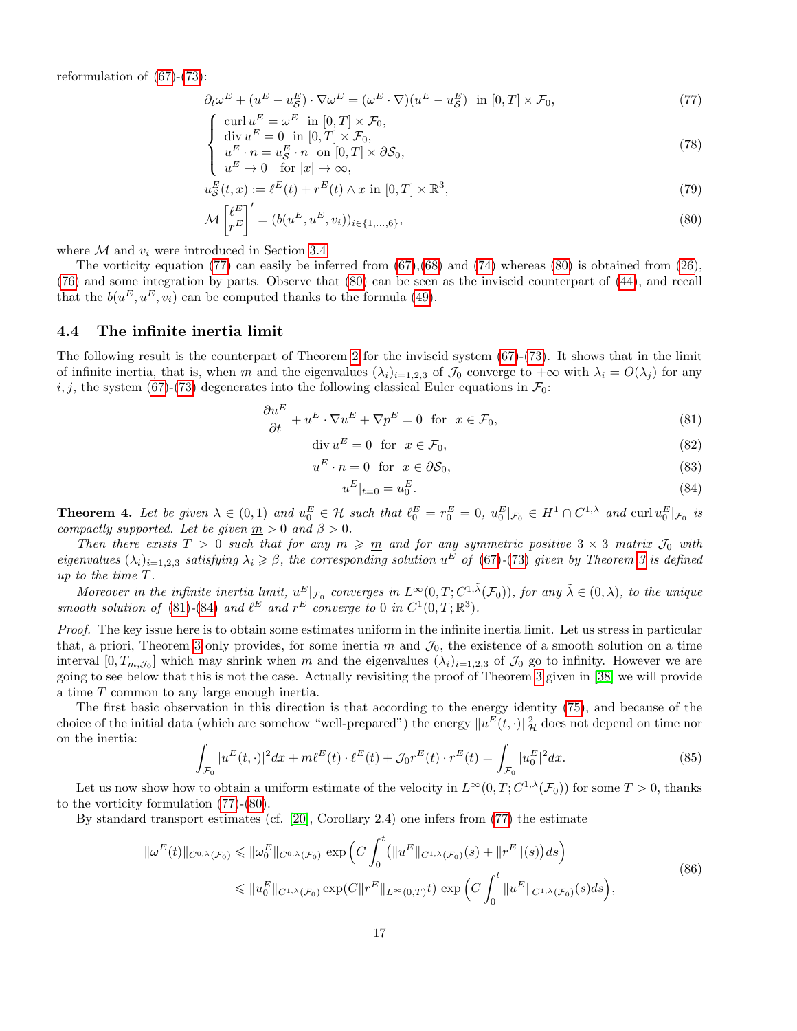reformulation of (67)-(73):

$$\partial_t \omega^E + (u^E - u^E_{\mathcal{S}}) \cdot \nabla \omega^E = (\omega^E \cdot \nabla)(u^E - u^E_{\mathcal{S}}) \ \text{ in } [0,T] \times \mathcal{F}_0, \tag{77}$$

$$\begin{cases} \operatorname{curl} u^E = \omega^E \ \text{ in } [0,T] \times \mathcal{F}_0, \\ \operatorname{div} u^E = 0 \ \text{ in } [0,T] \times \mathcal{F}_0, \\ u^E \cdot n = u^E_{\mathcal{S}} \cdot n \ \text{ on } [0,T] \times \partial \mathcal{S}_0, \\ u^E \to 0 \ \text{ for } |x| \to \infty, \end{cases} \tag{78}$$

$$u^E_{\mathcal{S}}(t,x) := \ell^E(t) + r^E(t) \wedge x \text{ in } [0,T] \times \mathbb{R}^3, \tag{79}$$

$$\mathcal{M} \begin{bmatrix} \ell^E \\ r^E \end{bmatrix}' = (b(u^E, u^E, v_i))_{i \in \{1,\dots,6\}}, \tag{80}$$

where $\mathcal{M}$ and $v_i$ were introduced in Section 3.4.

The vorticity equation (77) can easily be inferred from (67),(68) and (74) whereas (80) is obtained from (26), (76) and some integration by parts. Observe that (80) can be seen as the inviscid counterpart of (44), and recall that the $b(u^E, u^E, v_i)$ can be computed thanks to the formula (49).

## 4.4 The infinite inertia limit

The following result is the counterpart of Theorem 2 for the inviscid system (67)-(73). It shows that in the limit of infinite inertia, that is, when $m$ and the eigenvalues $(\lambda_i)_{i=1,2,3}$ of $\mathcal{J}_0$ converge to $+\infty$ with $\lambda_i = O(\lambda_j)$ for any $i, j$, the system (67)-(73) degenerates into the following classical Euler equations in $\mathcal{F}_0$:

$$\frac{\partial u^E}{\partial t} + u^E \cdot \nabla u^E + \nabla p^E = 0 \ \text{ for } \ x \in \mathcal{F}_0, \tag{81}$$

$$\operatorname{div} u^E = 0 \ \text{ for } \ x \in \mathcal{F}_0, \tag{82}$$

$$u^E \cdot n = 0 \ \text{ for } \ x \in \partial \mathcal{S}_0, \tag{83}$$

$$u^E|_{t=0} = u^E_0. \tag{84}$$

**Theorem 4.** *Let be given $\lambda \in (0,1)$ and $u^E_0 \in \mathcal{H}$ such that $\ell^E_0 = r^E_0 = 0$, $u^E_0|_{\mathcal{F}_0} \in H^1 \cap C^{1,\lambda}$ and $\operatorname{curl} u^E_0|_{\mathcal{F}_0}$ is compactly supported. Let be given $\underline{m} > 0$ and $\beta > 0$.*

*Then there exists $T > 0$ such that for any $m \geqslant \underline{m}$ and for any symmetric positive $3 \times 3$ matrix $\mathcal{J}_0$ with eigenvalues $(\lambda_i)_{i=1,2,3}$ satisfying $\lambda_i \geqslant \beta$, the corresponding solution $u^E$ of (67)-(73) given by Theorem 3 is defined up to the time $T$.*

*Moreover in the infinite inertia limit, $u^E|_{\mathcal{F}_0}$ converges in $L^\infty(0,T; C^{1,\tilde{\lambda}}(\mathcal{F}_0))$, for any $\tilde{\lambda} \in (0, \lambda)$, to the unique smooth solution of (81)-(84) and $\ell^E$ and $r^E$ converge to $0$ in $C^1(0,T; \mathbb{R}^3)$.*

*Proof.* The key issue here is to obtain some estimates uniform in the infinite inertia limit. Let us stress in particular that, a priori, Theorem 3 only provides, for some inertia $m$ and $\mathcal{J}_0$, the existence of a smooth solution on a time interval $[0, T_{m,\mathcal{J}_0}]$ which may shrink when $m$ and the eigenvalues $(\lambda_i)_{i=1,2,3}$ of $\mathcal{J}_0$ go to infinity. However we are going to see below that this is not the case. Actually revisiting the proof of Theorem 3 given in [38] we will provide a time $T$ common to any large enough inertia.

The first basic observation in this direction is that according to the energy identity (75), and because of the choice of the initial data (which are somehow "well-prepared") the energy $\|u^E(t,\cdot)\|^2_{\mathcal{H}}$ does not depend on time nor on the inertia:

$$\int_{\mathcal{F}_0} |u^E(t,\cdot)|^2 dx + m \ell^E(t) \cdot \ell^E(t) + \mathcal{J}_0 r^E(t) \cdot r^E(t) = \int_{\mathcal{F}_0} |u^E_0|^2 dx. \tag{85}$$

Let us now show how to obtain a uniform estimate of the velocity in $L^\infty(0,T; C^{1,\lambda}(\mathcal{F}_0))$ for some $T > 0$, thanks to the vorticity formulation (77)-(80).

By standard transport estimates (cf. [20], Corollary 2.4) one infers from (77) the estimate

$$\begin{aligned} \|\omega^E(t)\|_{C^{0,\lambda}(\mathcal{F}_0)} &\leqslant \|\omega^E_0\|_{C^{0,\lambda}(\mathcal{F}_0)} \exp\Big( C \int_0^t \big( \|u^E\|_{C^{1,\lambda}(\mathcal{F}_0)}(s) + \|r^E\|(s) \big) ds \Big) \\ &\leqslant \|u^E_0\|_{C^{1,\lambda}(\mathcal{F}_0)} \exp(C \|r^E\|_{L^\infty(0,T)} t) \exp\Big( C \int_0^t \|u^E\|_{C^{1,\lambda}(\mathcal{F}_0)}(s) ds \Big), \end{aligned} \tag{86}$$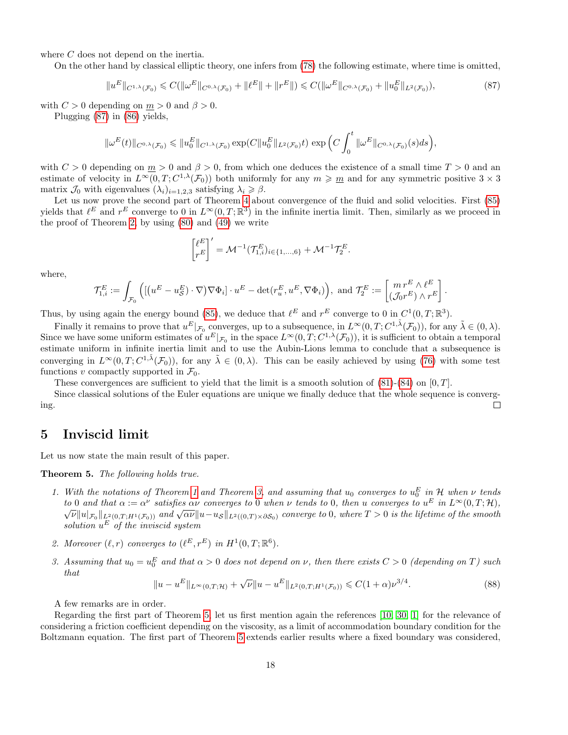where $C$ does not depend on the inertia.

On the other hand by classical elliptic theory, one infers from (78) the following estimate, where time is omitted,

$$\|u^E\|_{C^{1,\lambda}(\mathcal{F}_0)} \leqslant C(\|\omega^E\|_{C^{0,\lambda}(\mathcal{F}_0)} + \|\ell^E\| + \|r^E\|) \leqslant C(\|\omega^E\|_{C^{0,\lambda}(\mathcal{F}_0)} + \|u_0^E\|_{L^2(\mathcal{F}_0)}), \tag{87}$$

with $C > 0$ depending on $\underline{m} > 0$ and $\beta > 0$.

Plugging (87) in (86) yields,

$$\|\omega^E(t)\|_{C^{0,\lambda}(\mathcal{F}_0)} \leqslant \|u_0^E\|_{C^{1,\lambda}(\mathcal{F}_0)} \exp(C\|u_0^E\|_{L^2(\mathcal{F}_0)}t) \exp\Big(C\int_0^t \|\omega^E\|_{C^{0,\lambda}(\mathcal{F}_0)}(s)ds\Big),$$

with $C > 0$ depending on $\underline{m} > 0$ and $\beta > 0$, from which one deduces the existence of a small time $T > 0$ and an estimate of velocity in $L^\infty(0,T; C^{1,\lambda}(\mathcal{F}_0))$ both uniformly for any $m \geqslant \underline{m}$ and for any symmetric positive $3 \times 3$ matrix $\mathcal{J}_0$ with eigenvalues $(\lambda_i)_{i=1,2,3}$ satisfying $\lambda_i \geqslant \beta$.

Let us now prove the second part of Theorem 4 about convergence of the fluid and solid velocities. First (85) yields that $\ell^E$ and $r^E$ converge to 0 in $L^\infty(0,T;\mathbb{R}^3)$ in the infinite inertia limit. Then, similarly as we proceed in the proof of Theorem 2, by using (80) and (49) we write

$$\begin{bmatrix} \ell^E \\ r^E \end{bmatrix}' = \mathcal{M}^{-1}(\mathcal{T}_{1,i}^E)_{i\in\{1,\ldots,6\}} + \mathcal{M}^{-1}\mathcal{T}_2^E.$$

where,

$$\mathcal{T}_{1,i}^E := \int_{\mathcal{F}_0} \Big( [(u^E - u^E_{\mathcal{S}}) \cdot \nabla)\nabla\Phi_i] \cdot u^E - \det(r_u^E, u^E, \nabla\Phi_i) \Big), \text{ and } \mathcal{T}_2^E := \begin{bmatrix} m\, r^E \wedge \ell^E \\ (\mathcal{J}_0 r^E) \wedge r^E \end{bmatrix}.$$

Thus, by using again the energy bound (85), we deduce that $\ell^E$ and $r^E$ converge to 0 in $C^1(0,T;\mathbb{R}^3)$.

Finally it remains to prove that $u^E|_{\mathcal{F}_0}$ converges, up to a subsequence, in $L^\infty(0,T; C^{1,\tilde{\lambda}}(\mathcal{F}_0))$, for any $\tilde{\lambda} \in (0,\lambda)$. Since we have some uniform estimates of $u^E|_{\mathcal{F}_0}$ in the space $L^\infty(0,T; C^{1,\lambda}(\mathcal{F}_0))$, it is sufficient to obtain a temporal estimate uniform in infinite inertia limit and to use the Aubin-Lions lemma to conclude that a subsequence is converging in $L^\infty(0,T; C^{1,\tilde{\lambda}}(\mathcal{F}_0))$, for any $\tilde{\lambda} \in (0,\lambda)$. This can be easily achieved by using (76) with some test functions $v$ compactly supported in $\mathcal{F}_0$.

These convergences are sufficient to yield that the limit is a smooth solution of (81)-(84) on $[0,T]$.

Since classical solutions of the Euler equations are unique we finally deduce that the whole sequence is converging. ☐

## 5 Inviscid limit

Let us now state the main result of this paper.

**Theorem 5.** *The following holds true.*

1. *With the notations of Theorem 1 and Theorem 3, and assuming that $u_0$ converges to $u_0^E$ in $\mathcal{H}$ when $\nu$ tends to 0 and that $\alpha := \alpha^\nu$ satisfies $\alpha\nu$ converges to 0 when $\nu$ tends to 0, then $u$ converges to $u^E$ in $L^\infty(0,T;\mathcal{H})$, $\sqrt{\nu}\|u|_{\mathcal{F}_0}\|_{L^2(0,T;H^1(\mathcal{F}_0))}$ and $\sqrt{\alpha\nu}\|u - u_{\mathcal{S}}\|_{L^2((0,T)\times\partial\mathcal{S}_0)}$ converge to 0, where $T > 0$ is the lifetime of the smooth solution $u^E$ of the inviscid system*

2. *Moreover $(\ell, r)$ converges to $(\ell^E, r^E)$ in $H^1(0,T;\mathbb{R}^6)$.*

3. *Assuming that $u_0 = u_0^E$ and that $\alpha > 0$ does not depend on $\nu$, then there exists $C > 0$ (depending on $T$) such that*

$$\|u - u^E\|_{L^\infty(0,T;\mathcal{H})} + \sqrt{\nu}\|u - u^E\|_{L^2(0,T;H^1(\mathcal{F}_0))} \leqslant C(1+\alpha)\nu^{3/4}. \tag{88}$$

A few remarks are in order.

Regarding the first part of Theorem 5, let us first mention again the references [10, 30, 1] for the relevance of considering a friction coefficient depending on the viscosity, as a limit of accommodation boundary condition for the Boltzmann equation. The first part of Theorem 5 extends earlier results where a fixed boundary was considered,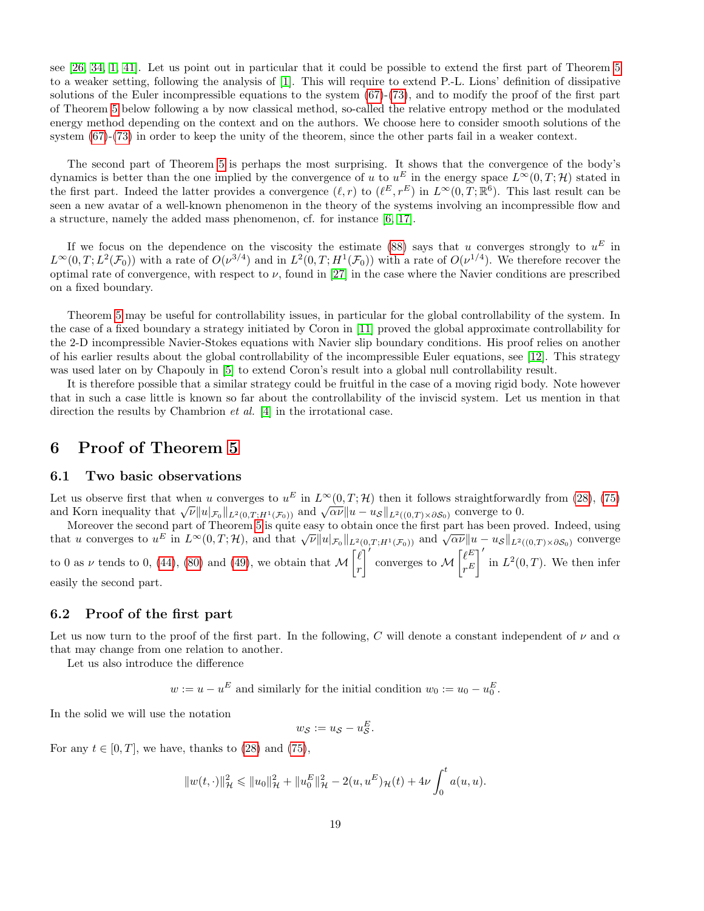see [26, 34, 1, 41]. Let us point out in particular that it could be possible to extend the first part of Theorem 5 to a weaker setting, following the analysis of [1]. This will require to extend P.-L. Lions' definition of dissipative solutions of the Euler incompressible equations to the system (67)-(73), and to modify the proof of the first part of Theorem 5 below following a by now classical method, so-called the relative entropy method or the modulated energy method depending on the context and on the authors. We choose here to consider smooth solutions of the system (67)-(73) in order to keep the unity of the theorem, since the other parts fail in a weaker context.

The second part of Theorem 5 is perhaps the most surprising. It shows that the convergence of the body's dynamics is better than the one implied by the convergence of $u$ to $u^E$ in the energy space $L^\infty(0,T;\mathcal{H})$ stated in the first part. Indeed the latter provides a convergence $(\ell, r)$ to $(\ell^E, r^E)$ in $L^\infty(0,T;\mathbb{R}^6)$. This last result can be seen a new avatar of a well-known phenomenon in the theory of the systems involving an incompressible flow and a structure, namely the added mass phenomenon, cf. for instance [6, 17].

If we focus on the dependence on the viscosity the estimate (88) says that $u$ converges strongly to $u^E$ in $L^\infty(0,T;L^2(\mathcal{F}_0))$ with a rate of $O(\nu^{3/4})$ and in $L^2(0,T;H^1(\mathcal{F}_0))$ with a rate of $O(\nu^{1/4})$. We therefore recover the optimal rate of convergence, with respect to $\nu$, found in [27] in the case where the Navier conditions are prescribed on a fixed boundary.

Theorem 5 may be useful for controllability issues, in particular for the global controllability of the system. In the case of a fixed boundary a strategy initiated by Coron in [11] proved the global approximate controllability for the 2-D incompressible Navier-Stokes equations with Navier slip boundary conditions. His proof relies on another of his earlier results about the global controllability of the incompressible Euler equations, see [12]. This strategy was used later on by Chapouly in [5] to extend Coron's result into a global null controllability result.

It is therefore possible that a similar strategy could be fruitful in the case of a moving rigid body. Note however that in such a case little is known so far about the controllability of the inviscid system. Let us mention in that direction the results by Chambrion *et al.* [4] in the irrotational case.

# 6 Proof of Theorem 5

## 6.1 Two basic observations

Let us observe first that when $u$ converges to $u^E$ in $L^\infty(0,T;\mathcal{H})$ then it follows straightforwardly from (28), (75) and Korn inequality that $\sqrt{\nu}\|u|_{\mathcal{F}_0}\|_{L^2(0,T;H^1(\mathcal{F}_0))}$ and $\sqrt{\alpha\nu}\|u - u_\mathcal{S}\|_{L^2((0,T)\times\partial\mathcal{S}_0)}$ converge to 0.

Moreover the second part of Theorem 5 is quite easy to obtain once the first part has been proved. Indeed, using that $u$ converges to $u^E$ in $L^\infty(0,T;\mathcal{H})$, and that $\sqrt{\nu}\|u|_{\mathcal{F}_0}\|_{L^2(0,T;H^1(\mathcal{F}_0))}$ and $\sqrt{\alpha\nu}\|u - u_\mathcal{S}\|_{L^2((0,T)\times\partial\mathcal{S}_0)}$ converge to 0 as $\nu$ tends to 0, (44), (80) and (49), we obtain that $\mathcal{M}\begin{bmatrix}\ell\\ r\end{bmatrix}'$ converges to $\mathcal{M}\begin{bmatrix}\ell^E\\ r^E\end{bmatrix}'$ in $L^2(0,T)$. We then infer easily the second part.

## 6.2 Proof of the first part

Let us now turn to the proof of the first part. In the following, $C$ will denote a constant independent of $\nu$ and $\alpha$ that may change from one relation to another.

Let us also introduce the difference

$$w := u - u^E \text{ and similarly for the initial condition } w_0 := u_0 - u_0^E.$$

In the solid we will use the notation

$$w_\mathcal{S} := u_\mathcal{S} - u_\mathcal{S}^E.$$

For any $t \in [0,T]$, we have, thanks to (28) and (75),

$$\|w(t,\cdot)\|^2_\mathcal{H} \leqslant \|u_0\|^2_\mathcal{H} + \|u_0^E\|^2_\mathcal{H} - 2(u,u^E)_\mathcal{H}(t) + 4\nu\int_0^t a(u,u).$$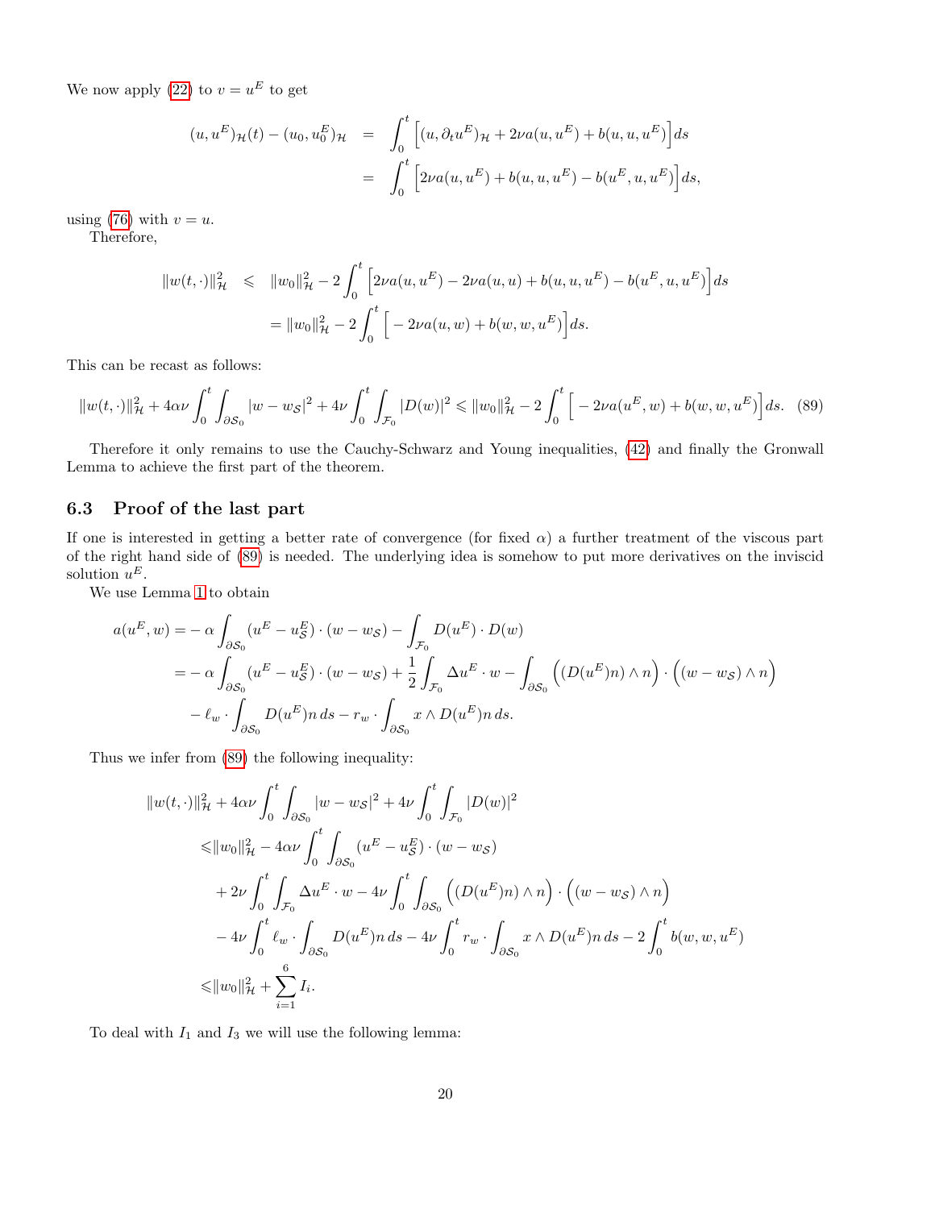We now apply (22) to $v = u^E$ to get

$$
\begin{aligned}
(u, u^E)_{\mathcal{H}}(t) - (u_0, u_0^E)_{\mathcal{H}} &= \int_0^t \Big[ (u, \partial_t u^E)_{\mathcal{H}} + 2\nu a(u, u^E) + b(u, u, u^E) \Big] ds \\
&= \int_0^t \Big[ 2\nu a(u, u^E) + b(u, u, u^E) - b(u^E, u, u^E) \Big] ds,
\end{aligned}
$$

using (76) with $v = u$.

Therefore,

$$
\begin{aligned}
\|w(t, \cdot)\|_{\mathcal{H}}^2 &\leqslant \|w_0\|_{\mathcal{H}}^2 - 2 \int_0^t \Big[ 2\nu a(u, u^E) - 2\nu a(u, u) + b(u, u, u^E) - b(u^E, u, u^E) \Big] ds \\
&= \|w_0\|_{\mathcal{H}}^2 - 2 \int_0^t \Big[ -2\nu a(u, w) + b(w, w, u^E) \Big] ds.
\end{aligned}
$$

This can be recast as follows:

$$
\|w(t, \cdot)\|_{\mathcal{H}}^2 + 4\alpha\nu \int_0^t \int_{\partial \mathcal{S}_0} |w - w_{\mathcal{S}}|^2 + 4\nu \int_0^t \int_{\mathcal{F}_0} |D(w)|^2 \leqslant \|w_0\|_{\mathcal{H}}^2 - 2 \int_0^t \Big[ -2\nu a(u^E, w) + b(w, w, u^E) \Big] ds. \quad (89)
$$

Therefore it only remains to use the Cauchy-Schwarz and Young inequalities, (42) and finally the Gronwall Lemma to achieve the first part of the theorem.

### 6.3 Proof of the last part

If one is interested in getting a better rate of convergence (for fixed $\alpha$) a further treatment of the viscous part of the right hand side of (89) is needed. The underlying idea is somehow to put more derivatives on the inviscid solution $u^E$.

We use Lemma 1 to obtain

$$
\begin{aligned}
a(u^E, w) =& -\alpha \int_{\partial \mathcal{S}_0} (u^E - u_{\mathcal{S}}^E) \cdot (w - w_{\mathcal{S}}) - \int_{\mathcal{F}_0} D(u^E) \cdot D(w) \\
=& -\alpha \int_{\partial \mathcal{S}_0} (u^E - u_{\mathcal{S}}^E) \cdot (w - w_{\mathcal{S}}) + \frac{1}{2} \int_{\mathcal{F}_0} \Delta u^E \cdot w - \int_{\partial \mathcal{S}_0} \Big( (D(u^E) n) \wedge n \Big) \cdot \Big( (w - w_{\mathcal{S}}) \wedge n \Big) \\
& - \ell_w \cdot \int_{\partial \mathcal{S}_0} D(u^E) n \, ds - r_w \cdot \int_{\partial \mathcal{S}_0} x \wedge D(u^E) n \, ds.
\end{aligned}
$$

Thus we infer from (89) the following inequality:

$$
\begin{aligned}
\|w(t, \cdot)\|_{\mathcal{H}}^2 &+ 4\alpha\nu \int_0^t \int_{\partial \mathcal{S}_0} |w - w_{\mathcal{S}}|^2 + 4\nu \int_0^t \int_{\mathcal{F}_0} |D(w)|^2 \\
\leqslant& \|w_0\|_{\mathcal{H}}^2 - 4\alpha\nu \int_0^t \int_{\partial \mathcal{S}_0} (u^E - u_{\mathcal{S}}^E) \cdot (w - w_{\mathcal{S}}) \\
& + 2\nu \int_0^t \int_{\mathcal{F}_0} \Delta u^E \cdot w - 4\nu \int_0^t \int_{\partial \mathcal{S}_0} \Big( (D(u^E) n) \wedge n \Big) \cdot \Big( (w - w_{\mathcal{S}}) \wedge n \Big) \\
& - 4\nu \int_0^t \ell_w \cdot \int_{\partial \mathcal{S}_0} D(u^E) n \, ds - 4\nu \int_0^t r_w \cdot \int_{\partial \mathcal{S}_0} x \wedge D(u^E) n \, ds - 2 \int_0^t b(w, w, u^E) \\
\leqslant& \|w_0\|_{\mathcal{H}}^2 + \sum_{i=1}^{6} I_i.
\end{aligned}
$$

To deal with $I_1$ and $I_3$ we will use the following lemma: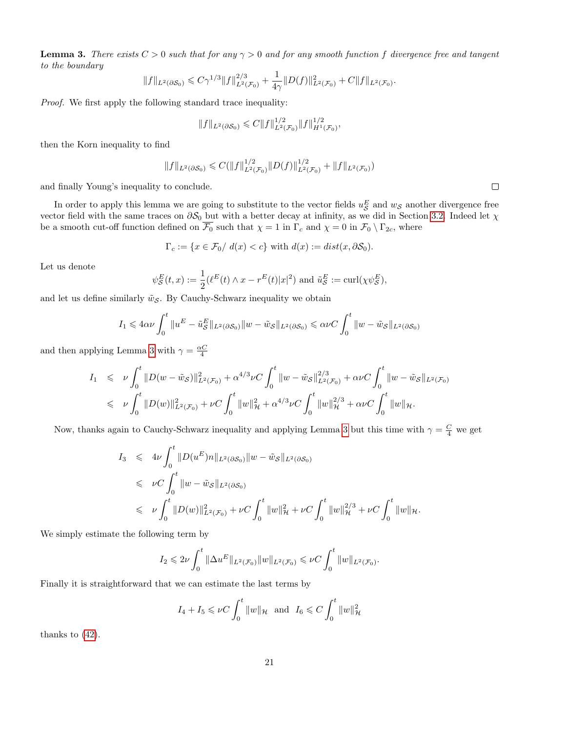**Lemma 3.** *There exists $C > 0$ such that for any $\gamma > 0$ and for any smooth function $f$ divergence free and tangent to the boundary*

$$\|f\|_{L^2(\partial\mathcal{S}_0)} \leqslant C\gamma^{1/3}\|f\|_{L^2(\mathcal{F}_0)}^{2/3} + \frac{1}{4\gamma}\|D(f)\|_{L^2(\mathcal{F}_0)}^2 + C\|f\|_{L^2(\mathcal{F}_0)}.$$

*Proof.* We first apply the following standard trace inequality:

$$\|f\|_{L^2(\partial\mathcal{S}_0)} \leqslant C\|f\|_{L^2(\mathcal{F}_0)}^{1/2}\|f\|_{H^1(\mathcal{F}_0)}^{1/2},$$

then the Korn inequality to find

$$\|f\|_{L^2(\partial\mathcal{S}_0)} \leqslant C(\|f\|_{L^2(\mathcal{F}_0)}^{1/2}\|D(f)\|_{L^2(\mathcal{F}_0)}^{1/2} + \|f\|_{L^2(\mathcal{F}_0)})$$

and finally Young's inequality to conclude. $\square$

In order to apply this lemma we are going to substitute to the vector fields $u_{\mathcal{S}}^E$ and $w_{\mathcal{S}}$ another divergence free vector field with the same traces on $\partial\mathcal{S}_0$ but with a better decay at infinity, as we did in Section 3.2. Indeed let $\chi$ be a smooth cut-off function defined on $\overline{\mathcal{F}_0}$ such that $\chi = 1$ in $\Gamma_c$ and $\chi = 0$ in $\mathcal{F}_0 \setminus \Gamma_{2c}$, where

$$\Gamma_c := \{x \in \mathcal{F}_0 / \ d(x) < c\} \text{ with } d(x) := dist(x, \partial\mathcal{S}_0).$$

Let us denote

$$\psi_{\mathcal{S}}^E(t,x) := \frac{1}{2}(\ell^E(t) \wedge x - r^E(t)|x|^2) \text{ and } \tilde{u}_{\mathcal{S}}^E := \operatorname{curl}(\chi\psi_{\mathcal{S}}^E),$$

and let us define similarly $\tilde{w}_{\mathcal{S}}$. By Cauchy-Schwarz inequality we obtain

$$I_1 \leqslant 4\alpha\nu\int_0^t \|u^E - \tilde{u}_{\mathcal{S}}^E\|_{L^2(\partial\mathcal{S}_0)}\|w - \tilde{w}_{\mathcal{S}}\|_{L^2(\partial\mathcal{S}_0)} \leqslant \alpha\nu C\int_0^t \|w - \tilde{w}_{\mathcal{S}}\|_{L^2(\partial\mathcal{S}_0)}$$

and then applying Lemma 3 with $\gamma = \frac{\alpha C}{4}$

$$\begin{aligned}
I_1 &\leqslant \nu\int_0^t \|D(w - \tilde{w}_{\mathcal{S}})\|_{L^2(\mathcal{F}_0)}^2 + \alpha^{4/3}\nu C\int_0^t \|w - \tilde{w}_{\mathcal{S}}\|_{L^2(\mathcal{F}_0)}^{2/3} + \alpha\nu C\int_0^t \|w - \tilde{w}_{\mathcal{S}}\|_{L^2(\mathcal{F}_0)} \\
&\leqslant \nu\int_0^t \|D(w)\|_{L^2(\mathcal{F}_0)}^2 + \nu C\int_0^t \|w\|_{\mathcal{H}}^2 + \alpha^{4/3}\nu C\int_0^t \|w\|_{\mathcal{H}}^{2/3} + \alpha\nu C\int_0^t \|w\|_{\mathcal{H}}.
\end{aligned}$$

Now, thanks again to Cauchy-Schwarz inequality and applying Lemma 3 but this time with $\gamma = \frac{C}{4}$ we get

$$\begin{aligned}
I_3 &\leqslant 4\nu\int_0^t \|D(u^E)n\|_{L^2(\partial\mathcal{S}_0)}\|w - \tilde{w}_{\mathcal{S}}\|_{L^2(\partial\mathcal{S}_0)} \\
&\leqslant \nu C\int_0^t \|w - \tilde{w}_{\mathcal{S}}\|_{L^2(\partial\mathcal{S}_0)} \\
&\leqslant \nu\int_0^t \|D(w)\|_{L^2(\mathcal{F}_0)}^2 + \nu C\int_0^t \|w\|_{\mathcal{H}}^2 + \nu C\int_0^t \|w\|_{\mathcal{H}}^{2/3} + \nu C\int_0^t \|w\|_{\mathcal{H}}.
\end{aligned}$$

We simply estimate the following term by

$$I_2 \leqslant 2\nu\int_0^t \|\Delta u^E\|_{L^2(\mathcal{F}_0)}\|w\|_{L^2(\mathcal{F}_0)} \leqslant \nu C\int_0^t \|w\|_{L^2(\mathcal{F}_0)}.$$

Finally it is straightforward that we can estimate the last terms by

$$I_4 + I_5 \leqslant \nu C\int_0^t \|w\|_{\mathcal{H}} \ \text{ and } \ I_6 \leqslant C\int_0^t \|w\|_{\mathcal{H}}^2$$

thanks to (42).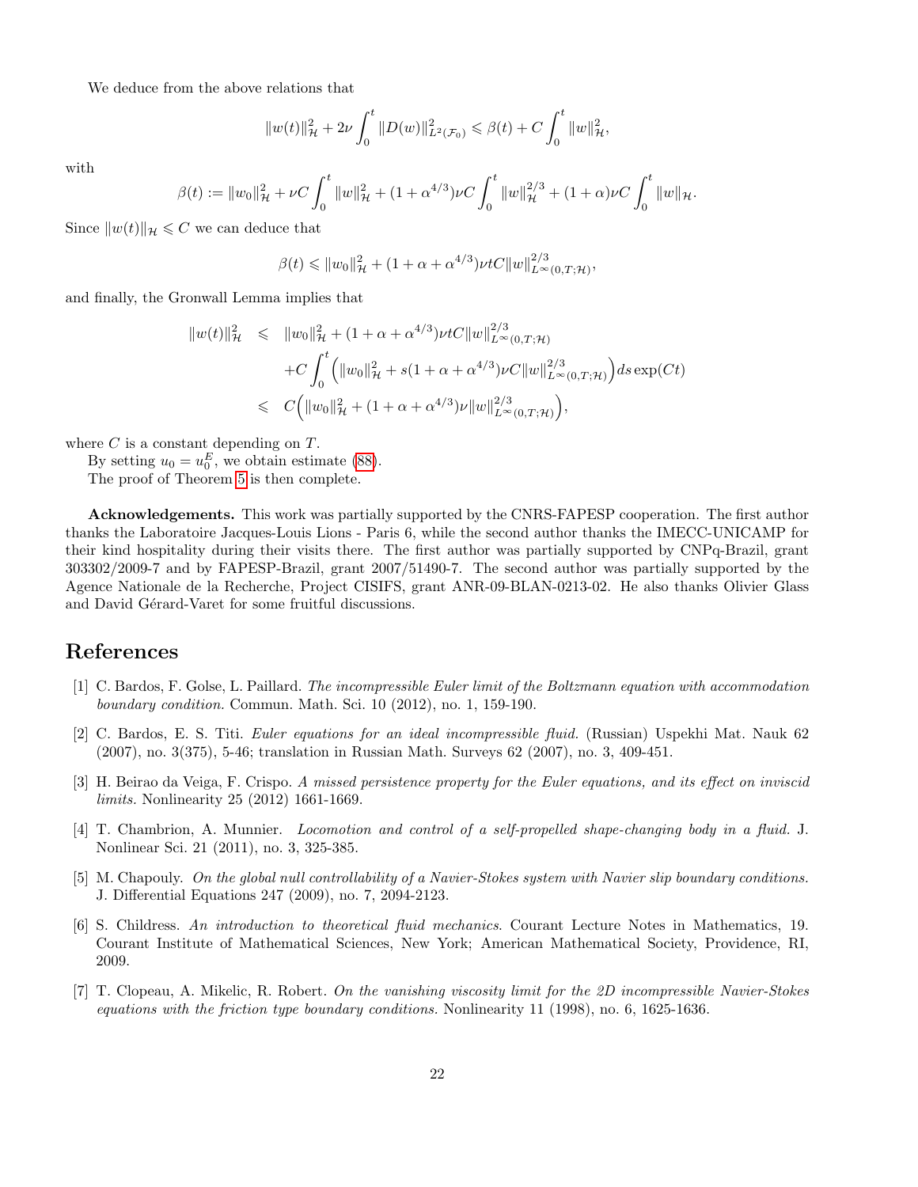We deduce from the above relations that

$$\|w(t)\|_{\mathcal{H}}^2 + 2\nu \int_0^t \|D(w)\|_{L^2(\mathcal{F}_0)}^2 \leqslant \beta(t) + C\int_0^t \|w\|_{\mathcal{H}}^2,$$

with

$$\beta(t) := \|w_0\|_{\mathcal{H}}^2 + \nu C\int_0^t \|w\|_{\mathcal{H}}^2 + (1+\alpha^{4/3})\nu C\int_0^t \|w\|_{\mathcal{H}}^{2/3} + (1+\alpha)\nu C\int_0^t \|w\|_{\mathcal{H}}.$$

Since $\|w(t)\|_{\mathcal{H}} \leqslant C$ we can deduce that

$$\beta(t) \leqslant \|w_0\|_{\mathcal{H}}^2 + (1+\alpha+\alpha^{4/3})\nu t C\|w\|_{L^\infty(0,T;\mathcal{H})}^{2/3},$$

and finally, the Gronwall Lemma implies that

$$\begin{aligned}
\|w(t)\|_{\mathcal{H}}^2 &\leqslant \|w_0\|_{\mathcal{H}}^2 + (1+\alpha+\alpha^{4/3})\nu t C\|w\|_{L^\infty(0,T;\mathcal{H})}^{2/3} \\
&\quad + C\int_0^t \Big(\|w_0\|_{\mathcal{H}}^2 + s(1+\alpha+\alpha^{4/3})\nu C\|w\|_{L^\infty(0,T;\mathcal{H})}^{2/3}\Big)ds \exp(Ct) \\
&\leqslant C\Big(\|w_0\|_{\mathcal{H}}^2 + (1+\alpha+\alpha^{4/3})\nu\|w\|_{L^\infty(0,T;\mathcal{H})}^{2/3}\Big),
\end{aligned}$$

where $C$ is a constant depending on $T$.

By setting $u_0 = u_0^E$, we obtain estimate (88).

The proof of Theorem 5 is then complete.

**Acknowledgements.** This work was partially supported by the CNRS-FAPESP cooperation. The first author thanks the Laboratoire Jacques-Louis Lions - Paris 6, while the second author thanks the IMECC-UNICAMP for their kind hospitality during their visits there. The first author was partially supported by CNPq-Brazil, grant 303302/2009-7 and by FAPESP-Brazil, grant 2007/51490-7. The second author was partially supported by the Agence Nationale de la Recherche, Project CISIFS, grant ANR-09-BLAN-0213-02. He also thanks Olivier Glass and David Gérard-Varet for some fruitful discussions.

# References

[1] C. Bardos, F. Golse, L. Paillard. *The incompressible Euler limit of the Boltzmann equation with accommodation boundary condition.* Commun. Math. Sci. 10 (2012), no. 1, 159-190.

[2] C. Bardos, E. S. Titi. *Euler equations for an ideal incompressible fluid.* (Russian) Uspekhi Mat. Nauk 62 (2007), no. 3(375), 5-46; translation in Russian Math. Surveys 62 (2007), no. 3, 409-451.

[3] H. Beirao da Veiga, F. Crispo. *A missed persistence property for the Euler equations, and its effect on inviscid limits.* Nonlinearity 25 (2012) 1661-1669.

[4] T. Chambrion, A. Munnier. *Locomotion and control of a self-propelled shape-changing body in a fluid.* J. Nonlinear Sci. 21 (2011), no. 3, 325-385.

[5] M. Chapouly. *On the global null controllability of a Navier-Stokes system with Navier slip boundary conditions.* J. Differential Equations 247 (2009), no. 7, 2094-2123.

[6] S. Childress. *An introduction to theoretical fluid mechanics*. Courant Lecture Notes in Mathematics, 19. Courant Institute of Mathematical Sciences, New York; American Mathematical Society, Providence, RI, 2009.

[7] T. Clopeau, A. Mikelic, R. Robert. *On the vanishing viscosity limit for the 2D incompressible Navier-Stokes equations with the friction type boundary conditions.* Nonlinearity 11 (1998), no. 6, 1625-1636.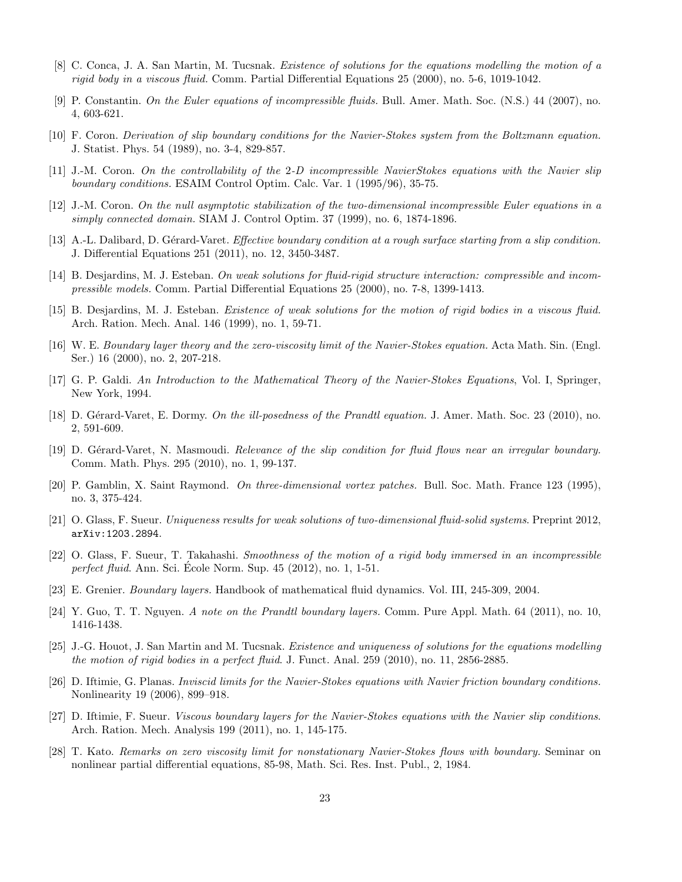[8] C. Conca, J. A. San Martin, M. Tucsnak. *Existence of solutions for the equations modelling the motion of a rigid body in a viscous fluid.* Comm. Partial Differential Equations 25 (2000), no. 5-6, 1019-1042.

[9] P. Constantin. *On the Euler equations of incompressible fluids.* Bull. Amer. Math. Soc. (N.S.) 44 (2007), no. 4, 603-621.

[10] F. Coron. *Derivation of slip boundary conditions for the Navier-Stokes system from the Boltzmann equation.* J. Statist. Phys. 54 (1989), no. 3-4, 829-857.

[11] J.-M. Coron. *On the controllability of the 2-D incompressible NavierStokes equations with the Navier slip boundary conditions.* ESAIM Control Optim. Calc. Var. 1 (1995/96), 35-75.

[12] J.-M. Coron. *On the null asymptotic stabilization of the two-dimensional incompressible Euler equations in a simply connected domain.* SIAM J. Control Optim. 37 (1999), no. 6, 1874-1896.

[13] A.-L. Dalibard, D. Gérard-Varet. *Effective boundary condition at a rough surface starting from a slip condition.* J. Differential Equations 251 (2011), no. 12, 3450-3487.

[14] B. Desjardins, M. J. Esteban. *On weak solutions for fluid-rigid structure interaction: compressible and incompressible models.* Comm. Partial Differential Equations 25 (2000), no. 7-8, 1399-1413.

[15] B. Desjardins, M. J. Esteban. *Existence of weak solutions for the motion of rigid bodies in a viscous fluid.* Arch. Ration. Mech. Anal. 146 (1999), no. 1, 59-71.

[16] W. E. *Boundary layer theory and the zero-viscosity limit of the Navier-Stokes equation.* Acta Math. Sin. (Engl. Ser.) 16 (2000), no. 2, 207-218.

[17] G. P. Galdi. *An Introduction to the Mathematical Theory of the Navier-Stokes Equations*, Vol. I, Springer, New York, 1994.

[18] D. Gérard-Varet, E. Dormy. *On the ill-posedness of the Prandtl equation.* J. Amer. Math. Soc. 23 (2010), no. 2, 591-609.

[19] D. Gérard-Varet, N. Masmoudi. *Relevance of the slip condition for fluid flows near an irregular boundary.* Comm. Math. Phys. 295 (2010), no. 1, 99-137.

[20] P. Gamblin, X. Saint Raymond. *On three-dimensional vortex patches.* Bull. Soc. Math. France 123 (1995), no. 3, 375-424.

[21] O. Glass, F. Sueur. *Uniqueness results for weak solutions of two-dimensional fluid-solid systems*. Preprint 2012, arXiv:1203.2894.

[22] O. Glass, F. Sueur, T. Takahashi. *Smoothness of the motion of a rigid body immersed in an incompressible perfect fluid*. Ann. Sci. École Norm. Sup. 45 (2012), no. 1, 1-51.

[23] E. Grenier. *Boundary layers.* Handbook of mathematical fluid dynamics. Vol. III, 245-309, 2004.

[24] Y. Guo, T. T. Nguyen. *A note on the Prandtl boundary layers.* Comm. Pure Appl. Math. 64 (2011), no. 10, 1416-1438.

[25] J.-G. Houot, J. San Martin and M. Tucsnak. *Existence and uniqueness of solutions for the equations modelling the motion of rigid bodies in a perfect fluid*. J. Funct. Anal. 259 (2010), no. 11, 2856-2885.

[26] D. Iftimie, G. Planas. *Inviscid limits for the Navier-Stokes equations with Navier friction boundary conditions.* Nonlinearity 19 (2006), 899–918.

[27] D. Iftimie, F. Sueur. *Viscous boundary layers for the Navier-Stokes equations with the Navier slip conditions*. Arch. Ration. Mech. Analysis 199 (2011), no. 1, 145-175.

[28] T. Kato. *Remarks on zero viscosity limit for nonstationary Navier-Stokes flows with boundary.* Seminar on nonlinear partial differential equations, 85-98, Math. Sci. Res. Inst. Publ., 2, 1984.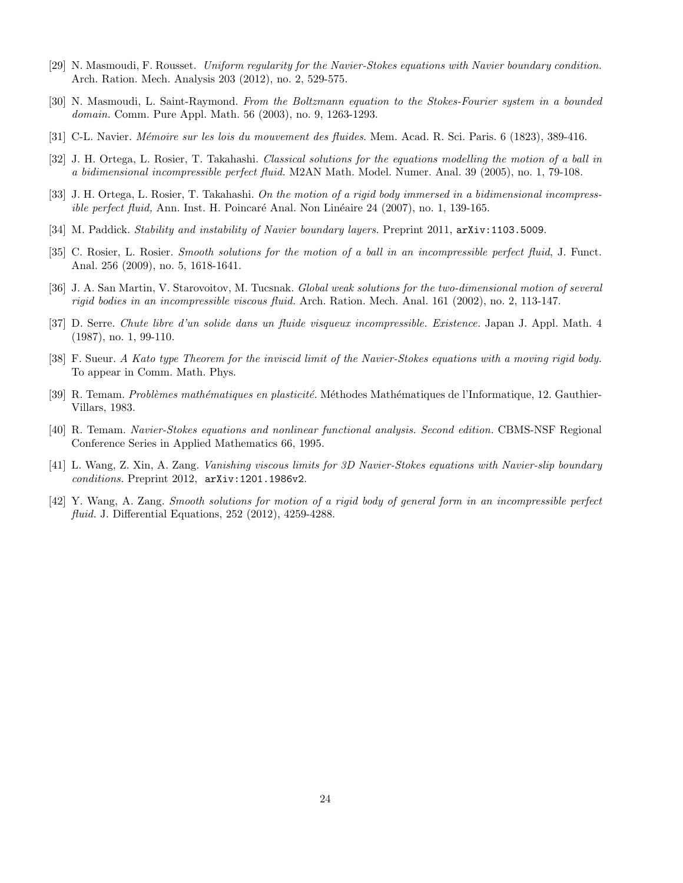[29] N. Masmoudi, F. Rousset. *Uniform regularity for the Navier-Stokes equations with Navier boundary condition.* Arch. Ration. Mech. Analysis 203 (2012), no. 2, 529-575.

[30] N. Masmoudi, L. Saint-Raymond. *From the Boltzmann equation to the Stokes-Fourier system in a bounded domain.* Comm. Pure Appl. Math. 56 (2003), no. 9, 1263-1293.

[31] C-L. Navier. *Mémoire sur les lois du mouvement des fluides*. Mem. Acad. R. Sci. Paris. 6 (1823), 389-416.

[32] J. H. Ortega, L. Rosier, T. Takahashi. *Classical solutions for the equations modelling the motion of a ball in a bidimensional incompressible perfect fluid*. M2AN Math. Model. Numer. Anal. 39 (2005), no. 1, 79-108.

[33] J. H. Ortega, L. Rosier, T. Takahashi. *On the motion of a rigid body immersed in a bidimensional incompressible perfect fluid,* Ann. Inst. H. Poincaré Anal. Non Linéaire 24 (2007), no. 1, 139-165.

[34] M. Paddick. *Stability and instability of Navier boundary layers*. Preprint 2011, `arXiv:1103.5009`.

[35] C. Rosier, L. Rosier. *Smooth solutions for the motion of a ball in an incompressible perfect fluid*, J. Funct. Anal. 256 (2009), no. 5, 1618-1641.

[36] J. A. San Martin, V. Starovoitov, M. Tucsnak. *Global weak solutions for the two-dimensional motion of several rigid bodies in an incompressible viscous fluid.* Arch. Ration. Mech. Anal. 161 (2002), no. 2, 113-147.

[37] D. Serre. *Chute libre d'un solide dans un fluide visqueux incompressible. Existence.* Japan J. Appl. Math. 4 (1987), no. 1, 99-110.

[38] F. Sueur. *A Kato type Theorem for the inviscid limit of the Navier-Stokes equations with a moving rigid body.* To appear in Comm. Math. Phys.

[39] R. Temam. *Problèmes mathématiques en plasticité.* Méthodes Mathématiques de l'Informatique, 12. Gauthier-Villars, 1983.

[40] R. Temam. *Navier-Stokes equations and nonlinear functional analysis. Second edition.* CBMS-NSF Regional Conference Series in Applied Mathematics 66, 1995.

[41] L. Wang, Z. Xin, A. Zang. *Vanishing viscous limits for 3D Navier-Stokes equations with Navier-slip boundary conditions.* Preprint 2012, `arXiv:1201.1986v2`.

[42] Y. Wang, A. Zang. *Smooth solutions for motion of a rigid body of general form in an incompressible perfect fluid.* J. Differential Equations, 252 (2012), 4259-4288.